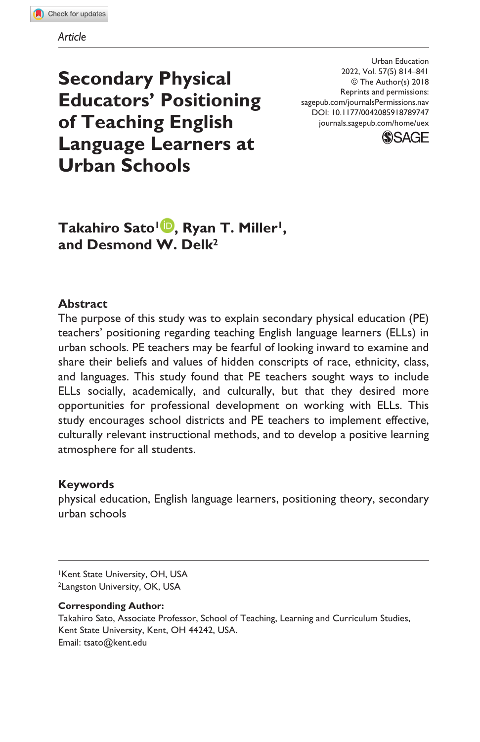Article

# Secondary Physical Educators' Positioning of Teaching English Language Learners at Urban Schools

Urban Education
2022, Vol. 57(5) 814–841
© The Author(s) 2018
Reprints and permissions:
sagepub.com/journalsPermissions.nav
DOI: 10.1177/0042085918789747
journals.sagepub.com/home/uex

**Takahiro Sato[1], Ryan T. Miller[1], and Desmond W. Delk[2]**

## Abstract

The purpose of this study was to explain secondary physical education (PE) teachers' positioning regarding teaching English language learners (ELLs) in urban schools. PE teachers may be fearful of looking inward to examine and share their beliefs and values of hidden conscripts of race, ethnicity, class, and languages. This study found that PE teachers sought ways to include ELLs socially, academically, and culturally, but that they desired more opportunities for professional development on working with ELLs. This study encourages school districts and PE teachers to implement effective, culturally relevant instructional methods, and to develop a positive learning atmosphere for all students.

## Keywords

physical education, English language learners, positioning theory, secondary urban schools

[1]Kent State University, OH, USA
[2]Langston University, OK, USA

**Corresponding Author:**
Takahiro Sato, Associate Professor, School of Teaching, Learning and Curriculum Studies, Kent State University, Kent, OH 44242, USA.
Email: tsato@kent.edu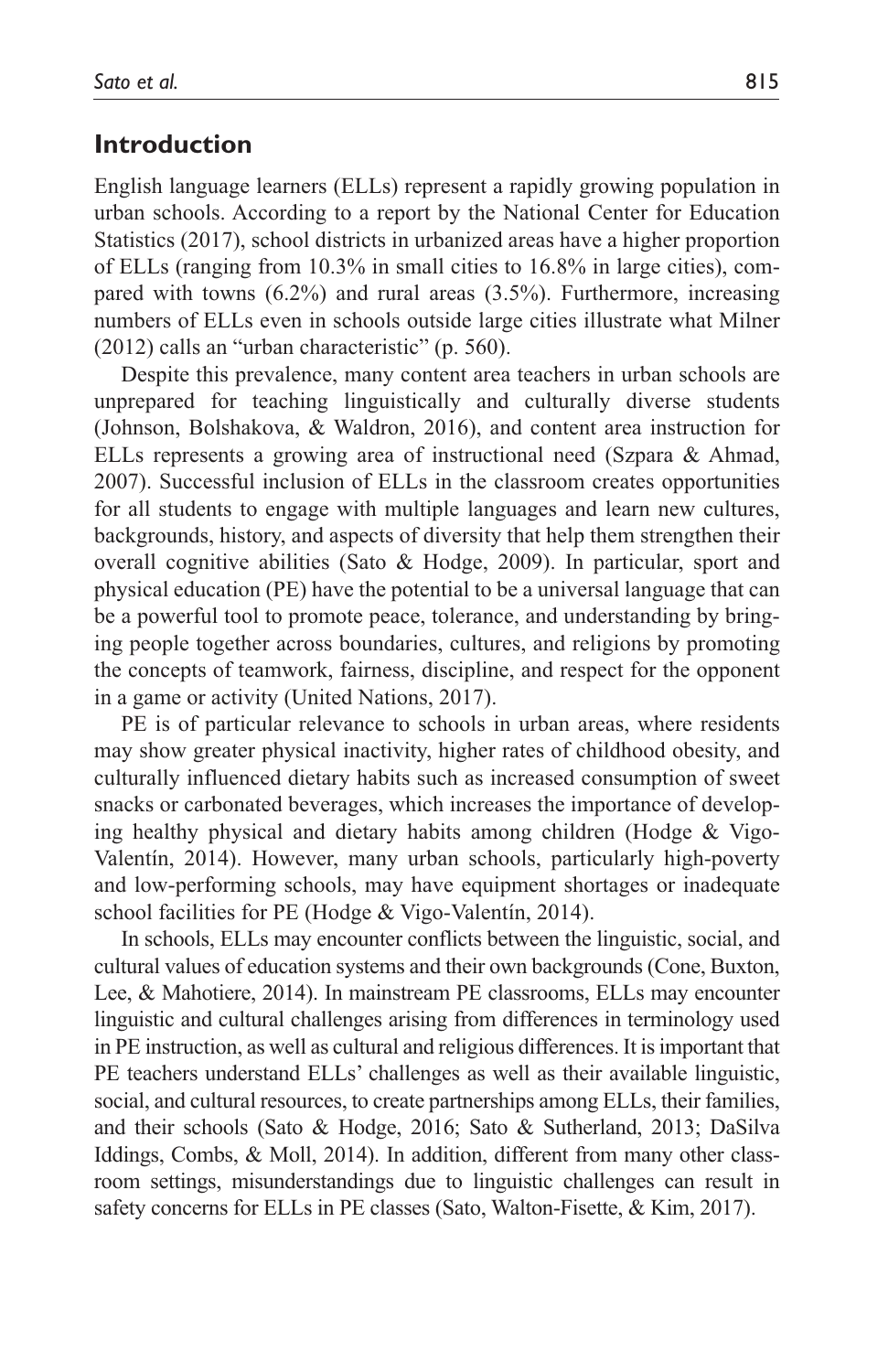## Introduction

English language learners (ELLs) represent a rapidly growing population in urban schools. According to a report by the National Center for Education Statistics (2017), school districts in urbanized areas have a higher proportion of ELLs (ranging from 10.3% in small cities to 16.8% in large cities), compared with towns (6.2%) and rural areas (3.5%). Furthermore, increasing numbers of ELLs even in schools outside large cities illustrate what Milner (2012) calls an "urban characteristic" (p. 560).

Despite this prevalence, many content area teachers in urban schools are unprepared for teaching linguistically and culturally diverse students (Johnson, Bolshakova, & Waldron, 2016), and content area instruction for ELLs represents a growing area of instructional need (Szpara & Ahmad, 2007). Successful inclusion of ELLs in the classroom creates opportunities for all students to engage with multiple languages and learn new cultures, backgrounds, history, and aspects of diversity that help them strengthen their overall cognitive abilities (Sato & Hodge, 2009). In particular, sport and physical education (PE) have the potential to be a universal language that can be a powerful tool to promote peace, tolerance, and understanding by bringing people together across boundaries, cultures, and religions by promoting the concepts of teamwork, fairness, discipline, and respect for the opponent in a game or activity (United Nations, 2017).

PE is of particular relevance to schools in urban areas, where residents may show greater physical inactivity, higher rates of childhood obesity, and culturally influenced dietary habits such as increased consumption of sweet snacks or carbonated beverages, which increases the importance of developing healthy physical and dietary habits among children (Hodge & Vigo-Valentín, 2014). However, many urban schools, particularly high-poverty and low-performing schools, may have equipment shortages or inadequate school facilities for PE (Hodge & Vigo-Valentín, 2014).

In schools, ELLs may encounter conflicts between the linguistic, social, and cultural values of education systems and their own backgrounds (Cone, Buxton, Lee, & Mahotiere, 2014). In mainstream PE classrooms, ELLs may encounter linguistic and cultural challenges arising from differences in terminology used in PE instruction, as well as cultural and religious differences. It is important that PE teachers understand ELLs' challenges as well as their available linguistic, social, and cultural resources, to create partnerships among ELLs, their families, and their schools (Sato & Hodge, 2016; Sato & Sutherland, 2013; DaSilva Iddings, Combs, & Moll, 2014). In addition, different from many other classroom settings, misunderstandings due to linguistic challenges can result in safety concerns for ELLs in PE classes (Sato, Walton-Fisette, & Kim, 2017).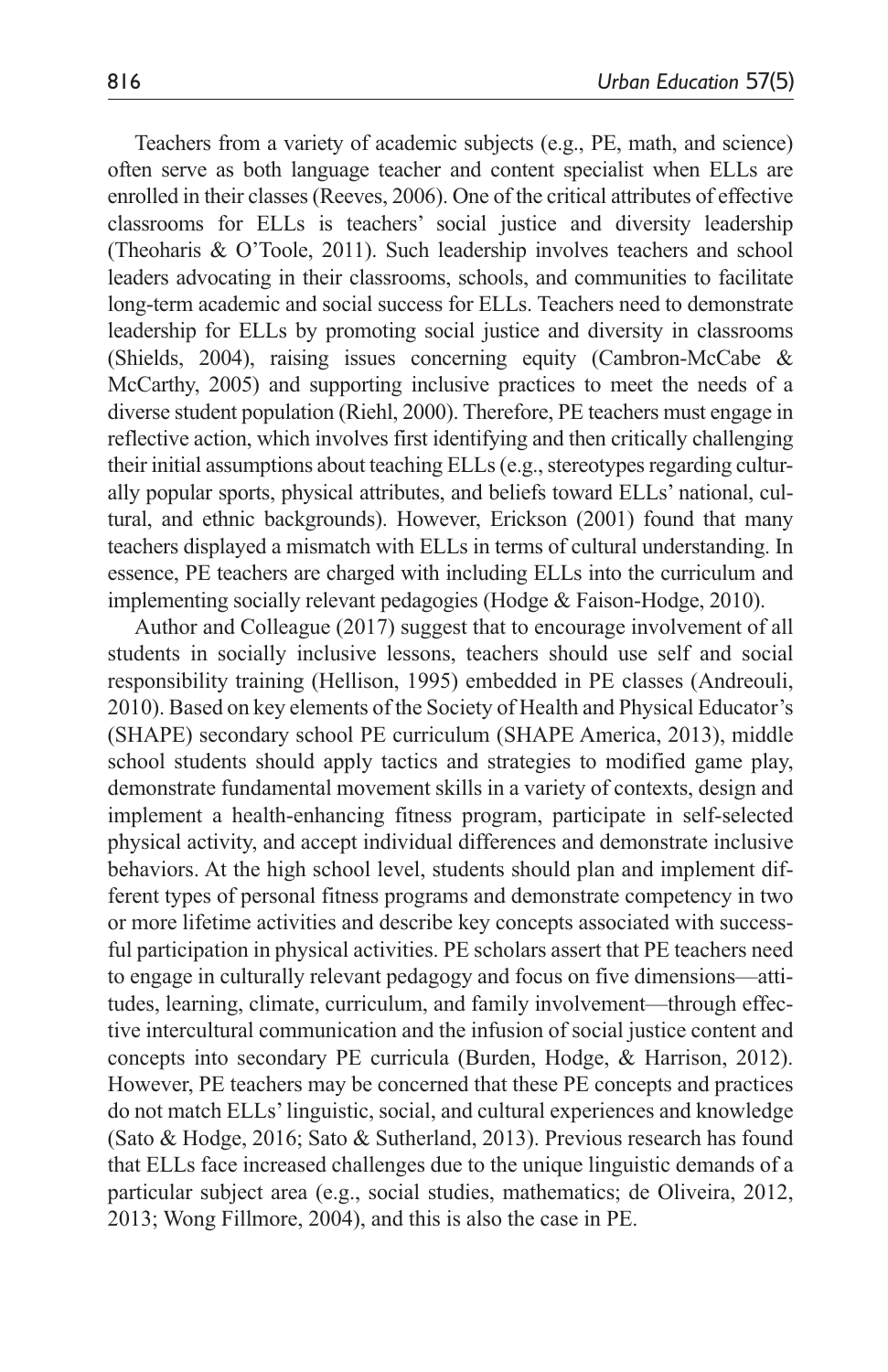Teachers from a variety of academic subjects (e.g., PE, math, and science) often serve as both language teacher and content specialist when ELLs are enrolled in their classes (Reeves, 2006). One of the critical attributes of effective classrooms for ELLs is teachers' social justice and diversity leadership (Theoharis & O'Toole, 2011). Such leadership involves teachers and school leaders advocating in their classrooms, schools, and communities to facilitate long-term academic and social success for ELLs. Teachers need to demonstrate leadership for ELLs by promoting social justice and diversity in classrooms (Shields, 2004), raising issues concerning equity (Cambron-McCabe & McCarthy, 2005) and supporting inclusive practices to meet the needs of a diverse student population (Riehl, 2000). Therefore, PE teachers must engage in reflective action, which involves first identifying and then critically challenging their initial assumptions about teaching ELLs (e.g., stereotypes regarding culturally popular sports, physical attributes, and beliefs toward ELLs' national, cultural, and ethnic backgrounds). However, Erickson (2001) found that many teachers displayed a mismatch with ELLs in terms of cultural understanding. In essence, PE teachers are charged with including ELLs into the curriculum and implementing socially relevant pedagogies (Hodge & Faison-Hodge, 2010).

Author and Colleague (2017) suggest that to encourage involvement of all students in socially inclusive lessons, teachers should use self and social responsibility training (Hellison, 1995) embedded in PE classes (Andreouli, 2010). Based on key elements of the Society of Health and Physical Educator's (SHAPE) secondary school PE curriculum (SHAPE America, 2013), middle school students should apply tactics and strategies to modified game play, demonstrate fundamental movement skills in a variety of contexts, design and implement a health-enhancing fitness program, participate in self-selected physical activity, and accept individual differences and demonstrate inclusive behaviors. At the high school level, students should plan and implement different types of personal fitness programs and demonstrate competency in two or more lifetime activities and describe key concepts associated with successful participation in physical activities. PE scholars assert that PE teachers need to engage in culturally relevant pedagogy and focus on five dimensions—attitudes, learning, climate, curriculum, and family involvement—through effective intercultural communication and the infusion of social justice content and concepts into secondary PE curricula (Burden, Hodge, & Harrison, 2012). However, PE teachers may be concerned that these PE concepts and practices do not match ELLs' linguistic, social, and cultural experiences and knowledge (Sato & Hodge, 2016; Sato & Sutherland, 2013). Previous research has found that ELLs face increased challenges due to the unique linguistic demands of a particular subject area (e.g., social studies, mathematics; de Oliveira, 2012, 2013; Wong Fillmore, 2004), and this is also the case in PE.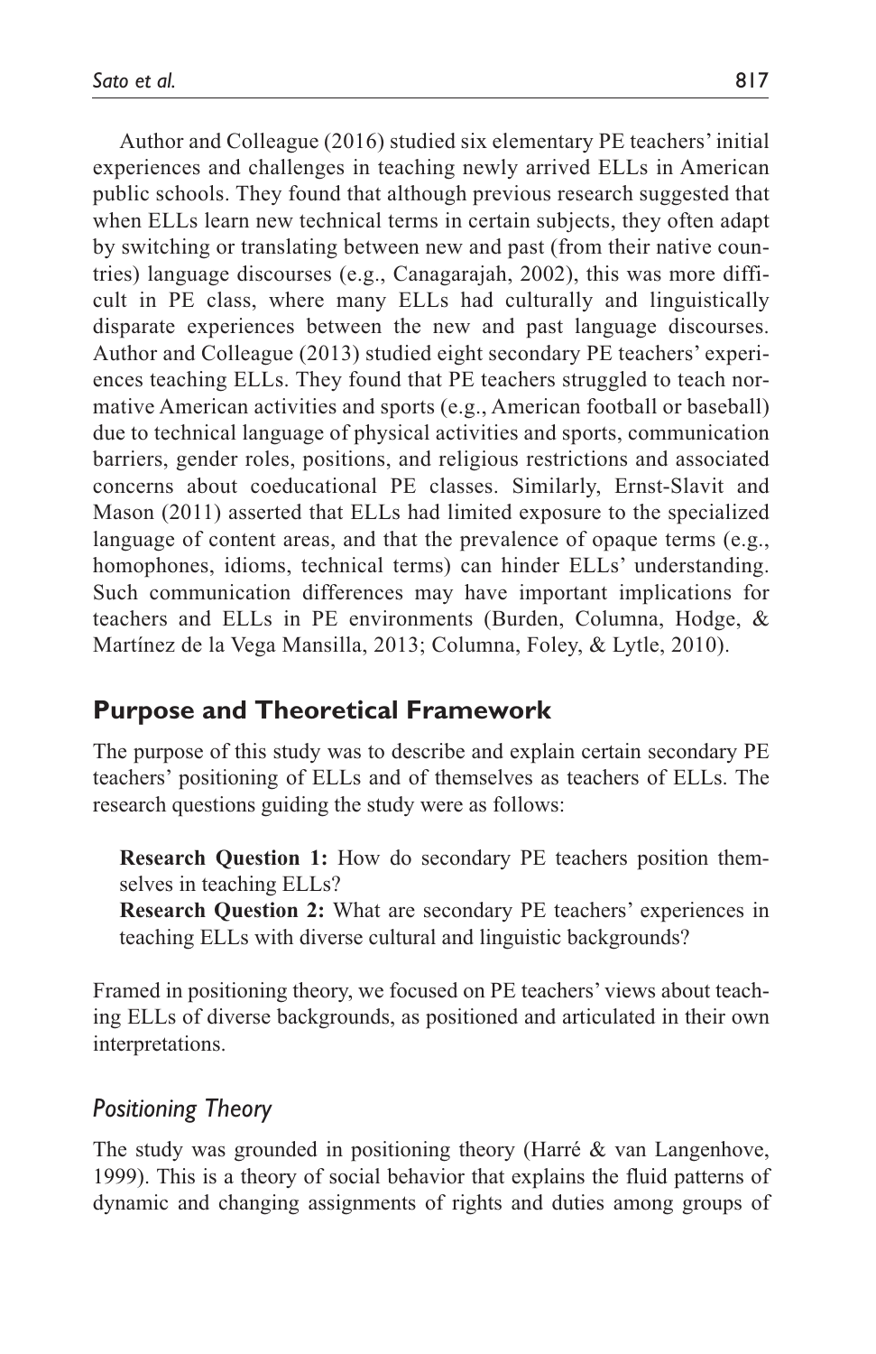Author and Colleague (2016) studied six elementary PE teachers' initial experiences and challenges in teaching newly arrived ELLs in American public schools. They found that although previous research suggested that when ELLs learn new technical terms in certain subjects, they often adapt by switching or translating between new and past (from their native countries) language discourses (e.g., Canagarajah, 2002), this was more difficult in PE class, where many ELLs had culturally and linguistically disparate experiences between the new and past language discourses. Author and Colleague (2013) studied eight secondary PE teachers' experiences teaching ELLs. They found that PE teachers struggled to teach normative American activities and sports (e.g., American football or baseball) due to technical language of physical activities and sports, communication barriers, gender roles, positions, and religious restrictions and associated concerns about coeducational PE classes. Similarly, Ernst-Slavit and Mason (2011) asserted that ELLs had limited exposure to the specialized language of content areas, and that the prevalence of opaque terms (e.g., homophones, idioms, technical terms) can hinder ELLs' understanding. Such communication differences may have important implications for teachers and ELLs in PE environments (Burden, Columna, Hodge, & Martínez de la Vega Mansilla, 2013; Columna, Foley, & Lytle, 2010).

## Purpose and Theoretical Framework

The purpose of this study was to describe and explain certain secondary PE teachers' positioning of ELLs and of themselves as teachers of ELLs. The research questions guiding the study were as follows:

**Research Question 1:** How do secondary PE teachers position themselves in teaching ELLs?

**Research Question 2:** What are secondary PE teachers' experiences in teaching ELLs with diverse cultural and linguistic backgrounds?

Framed in positioning theory, we focused on PE teachers' views about teaching ELLs of diverse backgrounds, as positioned and articulated in their own interpretations.

### *Positioning Theory*

The study was grounded in positioning theory (Harré & van Langenhove, 1999). This is a theory of social behavior that explains the fluid patterns of dynamic and changing assignments of rights and duties among groups of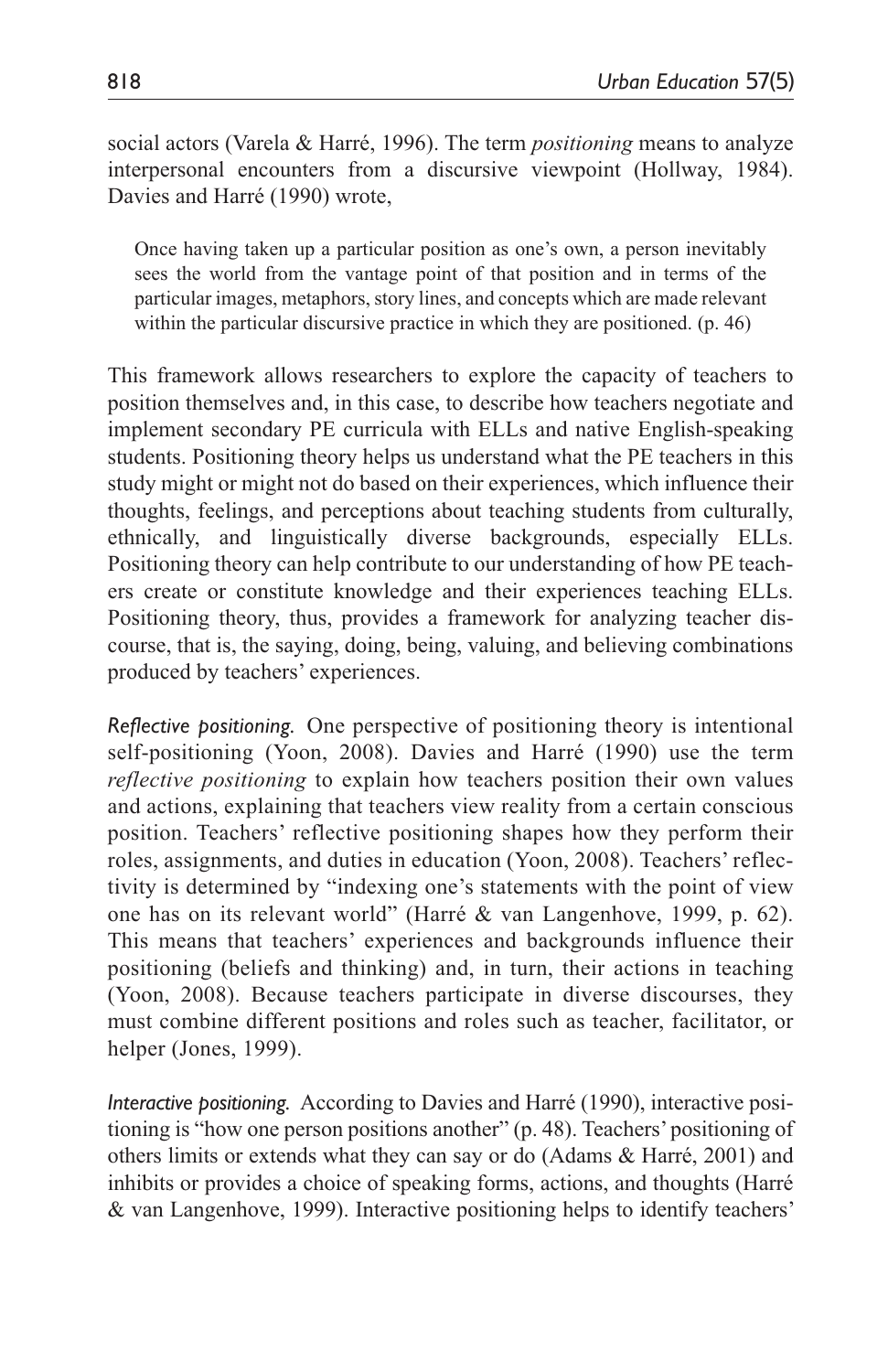social actors (Varela & Harré, 1996). The term *positioning* means to analyze interpersonal encounters from a discursive viewpoint (Hollway, 1984). Davies and Harré (1990) wrote,

> Once having taken up a particular position as one's own, a person inevitably sees the world from the vantage point of that position and in terms of the particular images, metaphors, story lines, and concepts which are made relevant within the particular discursive practice in which they are positioned. (p. 46)

This framework allows researchers to explore the capacity of teachers to position themselves and, in this case, to describe how teachers negotiate and implement secondary PE curricula with ELLs and native English-speaking students. Positioning theory helps us understand what the PE teachers in this study might or might not do based on their experiences, which influence their thoughts, feelings, and perceptions about teaching students from culturally, ethnically, and linguistically diverse backgrounds, especially ELLs. Positioning theory can help contribute to our understanding of how PE teachers create or constitute knowledge and their experiences teaching ELLs. Positioning theory, thus, provides a framework for analyzing teacher discourse, that is, the saying, doing, being, valuing, and believing combinations produced by teachers' experiences.

*Reflective positioning.* One perspective of positioning theory is intentional self-positioning (Yoon, 2008). Davies and Harré (1990) use the term *reflective positioning* to explain how teachers position their own values and actions, explaining that teachers view reality from a certain conscious position. Teachers' reflective positioning shapes how they perform their roles, assignments, and duties in education (Yoon, 2008). Teachers' reflectivity is determined by "indexing one's statements with the point of view one has on its relevant world" (Harré & van Langenhove, 1999, p. 62). This means that teachers' experiences and backgrounds influence their positioning (beliefs and thinking) and, in turn, their actions in teaching (Yoon, 2008). Because teachers participate in diverse discourses, they must combine different positions and roles such as teacher, facilitator, or helper (Jones, 1999).

*Interactive positioning.* According to Davies and Harré (1990), interactive positioning is "how one person positions another" (p. 48). Teachers' positioning of others limits or extends what they can say or do (Adams & Harré, 2001) and inhibits or provides a choice of speaking forms, actions, and thoughts (Harré & van Langenhove, 1999). Interactive positioning helps to identify teachers'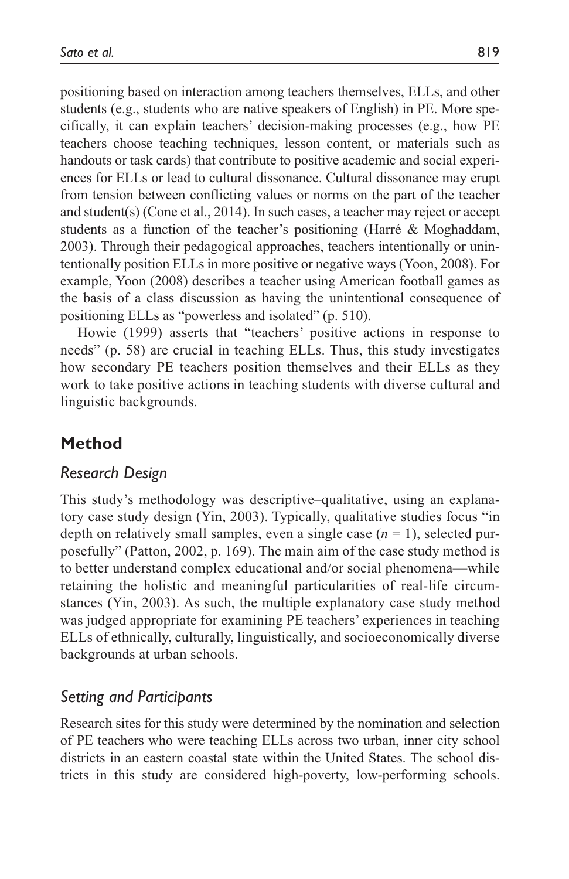positioning based on interaction among teachers themselves, ELLs, and other students (e.g., students who are native speakers of English) in PE. More specifically, it can explain teachers' decision-making processes (e.g., how PE teachers choose teaching techniques, lesson content, or materials such as handouts or task cards) that contribute to positive academic and social experiences for ELLs or lead to cultural dissonance. Cultural dissonance may erupt from tension between conflicting values or norms on the part of the teacher and student(s) (Cone et al., 2014). In such cases, a teacher may reject or accept students as a function of the teacher's positioning (Harré & Moghaddam, 2003). Through their pedagogical approaches, teachers intentionally or unintentionally position ELLs in more positive or negative ways (Yoon, 2008). For example, Yoon (2008) describes a teacher using American football games as the basis of a class discussion as having the unintentional consequence of positioning ELLs as "powerless and isolated" (p. 510).

Howie (1999) asserts that "teachers' positive actions in response to needs" (p. 58) are crucial in teaching ELLs. Thus, this study investigates how secondary PE teachers position themselves and their ELLs as they work to take positive actions in teaching students with diverse cultural and linguistic backgrounds.

## Method

### *Research Design*

This study's methodology was descriptive–qualitative, using an explanatory case study design (Yin, 2003). Typically, qualitative studies focus "in depth on relatively small samples, even a single case ($n = 1$), selected purposefully" (Patton, 2002, p. 169). The main aim of the case study method is to better understand complex educational and/or social phenomena—while retaining the holistic and meaningful particularities of real-life circumstances (Yin, 2003). As such, the multiple explanatory case study method was judged appropriate for examining PE teachers' experiences in teaching ELLs of ethnically, culturally, linguistically, and socioeconomically diverse backgrounds at urban schools.

### *Setting and Participants*

Research sites for this study were determined by the nomination and selection of PE teachers who were teaching ELLs across two urban, inner city school districts in an eastern coastal state within the United States. The school districts in this study are considered high-poverty, low-performing schools.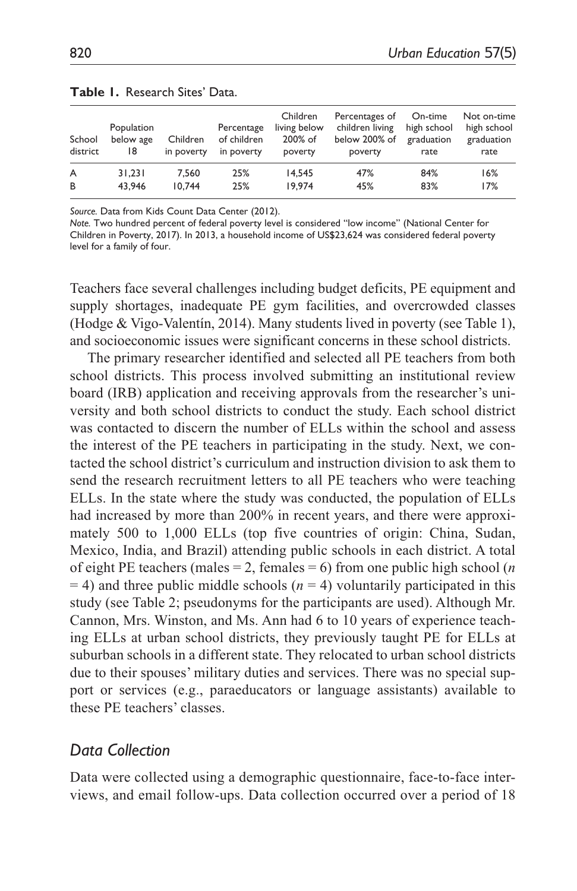**Table 1.** Research Sites' Data.

| School district | Population below age 18 | Children in poverty | Percentage of children in poverty | Children living below 200% of poverty | Percentages of children living below 200% of poverty | On-time high school graduation rate | Not on-time high school graduation rate |
|---|---|---|---|---|---|---|---|
| A | 31,231 | 7,560 | 25% | 14,545 | 47% | 84% | 16% |
| B | 43,946 | 10,744 | 25% | 19,974 | 45% | 83% | 17% |

*Source.* Data from Kids Count Data Center (2012).
*Note.* Two hundred percent of federal poverty level is considered "low income" (National Center for Children in Poverty, 2017). In 2013, a household income of US$23,624 was considered federal poverty level for a family of four.

Teachers face several challenges including budget deficits, PE equipment and supply shortages, inadequate PE gym facilities, and overcrowded classes (Hodge & Vigo-Valentín, 2014). Many students lived in poverty (see Table 1), and socioeconomic issues were significant concerns in these school districts.

The primary researcher identified and selected all PE teachers from both school districts. This process involved submitting an institutional review board (IRB) application and receiving approvals from the researcher's university and both school districts to conduct the study. Each school district was contacted to discern the number of ELLs within the school and assess the interest of the PE teachers in participating in the study. Next, we contacted the school district's curriculum and instruction division to ask them to send the research recruitment letters to all PE teachers who were teaching ELLs. In the state where the study was conducted, the population of ELLs had increased by more than 200% in recent years, and there were approximately 500 to 1,000 ELLs (top five countries of origin: China, Sudan, Mexico, India, and Brazil) attending public schools in each district. A total of eight PE teachers (males = 2, females = 6) from one public high school ($n$ = 4) and three public middle schools ($n$ = 4) voluntarily participated in this study (see Table 2; pseudonyms for the participants are used). Although Mr. Cannon, Mrs. Winston, and Ms. Ann had 6 to 10 years of experience teaching ELLs at urban school districts, they previously taught PE for ELLs at suburban schools in a different state. They relocated to urban school districts due to their spouses' military duties and services. There was no special support or services (e.g., paraeducators or language assistants) available to these PE teachers' classes.

## *Data Collection*

Data were collected using a demographic questionnaire, face-to-face interviews, and email follow-ups. Data collection occurred over a period of 18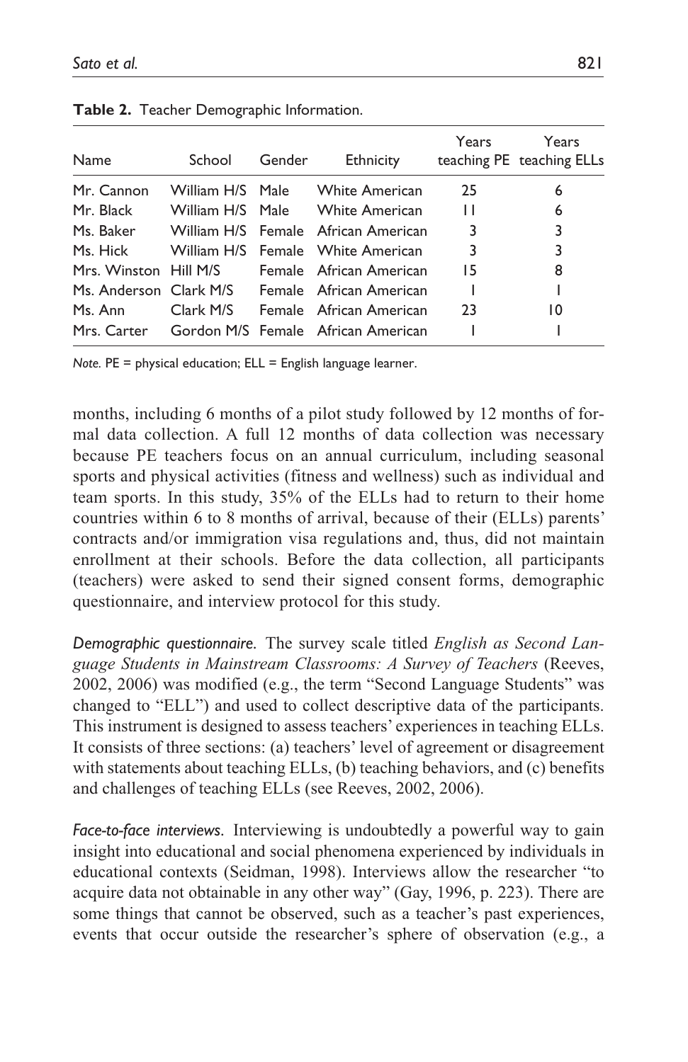**Table 2.** Teacher Demographic Information.

| Name | School | Gender | Ethnicity | Years teaching PE | Years teaching ELLs |
|---|---|---|---|---|---|
| Mr. Cannon | William H/S | Male | White American | 25 | 6 |
| Mr. Black | William H/S | Male | White American | 11 | 6 |
| Ms. Baker | William H/S | Female | African American | 3 | 3 |
| Ms. Hick | William H/S | Female | White American | 3 | 3 |
| Mrs. Winston | Hill M/S | Female | African American | 15 | 8 |
| Ms. Anderson | Clark M/S | Female | African American | 1 | 1 |
| Ms. Ann | Clark M/S | Female | African American | 23 | 10 |
| Mrs. Carter | Gordon M/S | Female | African American | 1 | 1 |

*Note.* PE = physical education; ELL = English language learner.

months, including 6 months of a pilot study followed by 12 months of formal data collection. A full 12 months of data collection was necessary because PE teachers focus on an annual curriculum, including seasonal sports and physical activities (fitness and wellness) such as individual and team sports. In this study, 35% of the ELLs had to return to their home countries within 6 to 8 months of arrival, because of their (ELLs) parents' contracts and/or immigration visa regulations and, thus, did not maintain enrollment at their schools. Before the data collection, all participants (teachers) were asked to send their signed consent forms, demographic questionnaire, and interview protocol for this study.

*Demographic questionnaire.* The survey scale titled *English as Second Language Students in Mainstream Classrooms: A Survey of Teachers* (Reeves, 2002, 2006) was modified (e.g., the term "Second Language Students" was changed to "ELL") and used to collect descriptive data of the participants. This instrument is designed to assess teachers' experiences in teaching ELLs. It consists of three sections: (a) teachers' level of agreement or disagreement with statements about teaching ELLs, (b) teaching behaviors, and (c) benefits and challenges of teaching ELLs (see Reeves, 2002, 2006).

*Face-to-face interviews.* Interviewing is undoubtedly a powerful way to gain insight into educational and social phenomena experienced by individuals in educational contexts (Seidman, 1998). Interviews allow the researcher "to acquire data not obtainable in any other way" (Gay, 1996, p. 223). There are some things that cannot be observed, such as a teacher's past experiences, events that occur outside the researcher's sphere of observation (e.g., a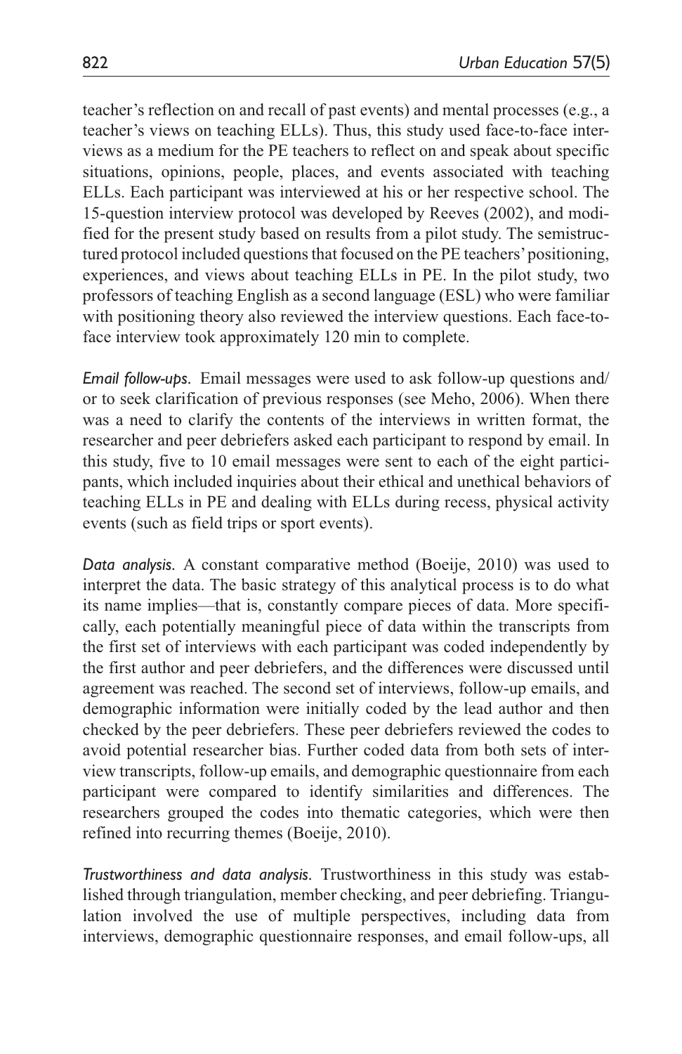teacher's reflection on and recall of past events) and mental processes (e.g., a teacher's views on teaching ELLs). Thus, this study used face-to-face interviews as a medium for the PE teachers to reflect on and speak about specific situations, opinions, people, places, and events associated with teaching ELLs. Each participant was interviewed at his or her respective school. The 15-question interview protocol was developed by Reeves (2002), and modified for the present study based on results from a pilot study. The semistructured protocol included questions that focused on the PE teachers' positioning, experiences, and views about teaching ELLs in PE. In the pilot study, two professors of teaching English as a second language (ESL) who were familiar with positioning theory also reviewed the interview questions. Each face-to-face interview took approximately 120 min to complete.

*Email follow-ups.* Email messages were used to ask follow-up questions and/or to seek clarification of previous responses (see Meho, 2006). When there was a need to clarify the contents of the interviews in written format, the researcher and peer debriefers asked each participant to respond by email. In this study, five to 10 email messages were sent to each of the eight participants, which included inquiries about their ethical and unethical behaviors of teaching ELLs in PE and dealing with ELLs during recess, physical activity events (such as field trips or sport events).

*Data analysis.* A constant comparative method (Boeije, 2010) was used to interpret the data. The basic strategy of this analytical process is to do what its name implies—that is, constantly compare pieces of data. More specifically, each potentially meaningful piece of data within the transcripts from the first set of interviews with each participant was coded independently by the first author and peer debriefers, and the differences were discussed until agreement was reached. The second set of interviews, follow-up emails, and demographic information were initially coded by the lead author and then checked by the peer debriefers. These peer debriefers reviewed the codes to avoid potential researcher bias. Further coded data from both sets of interview transcripts, follow-up emails, and demographic questionnaire from each participant were compared to identify similarities and differences. The researchers grouped the codes into thematic categories, which were then refined into recurring themes (Boeije, 2010).

*Trustworthiness and data analysis.* Trustworthiness in this study was established through triangulation, member checking, and peer debriefing. Triangulation involved the use of multiple perspectives, including data from interviews, demographic questionnaire responses, and email follow-ups, all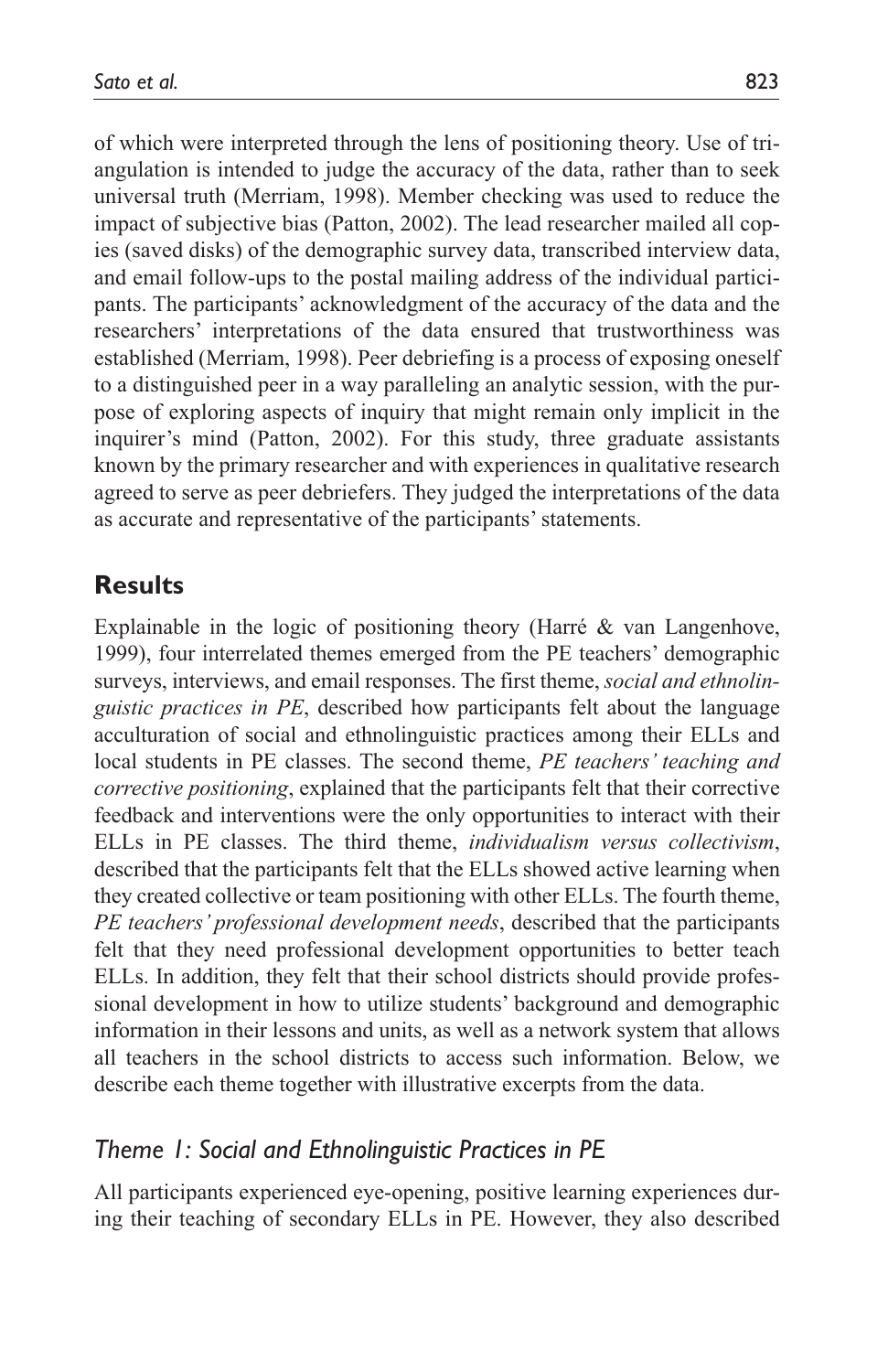of which were interpreted through the lens of positioning theory. Use of triangulation is intended to judge the accuracy of the data, rather than to seek universal truth (Merriam, 1998). Member checking was used to reduce the impact of subjective bias (Patton, 2002). The lead researcher mailed all copies (saved disks) of the demographic survey data, transcribed interview data, and email follow-ups to the postal mailing address of the individual participants. The participants' acknowledgment of the accuracy of the data and the researchers' interpretations of the data ensured that trustworthiness was established (Merriam, 1998). Peer debriefing is a process of exposing oneself to a distinguished peer in a way paralleling an analytic session, with the purpose of exploring aspects of inquiry that might remain only implicit in the inquirer's mind (Patton, 2002). For this study, three graduate assistants known by the primary researcher and with experiences in qualitative research agreed to serve as peer debriefers. They judged the interpretations of the data as accurate and representative of the participants' statements.

## Results

Explainable in the logic of positioning theory (Harré & van Langenhove, 1999), four interrelated themes emerged from the PE teachers' demographic surveys, interviews, and email responses. The first theme, *social and ethnolinguistic practices in PE*, described how participants felt about the language acculturation of social and ethnolinguistic practices among their ELLs and local students in PE classes. The second theme, *PE teachers' teaching and corrective positioning*, explained that the participants felt that their corrective feedback and interventions were the only opportunities to interact with their ELLs in PE classes. The third theme, *individualism versus collectivism*, described that the participants felt that the ELLs showed active learning when they created collective or team positioning with other ELLs. The fourth theme, *PE teachers' professional development needs*, described that the participants felt that they need professional development opportunities to better teach ELLs. In addition, they felt that their school districts should provide professional development in how to utilize students' background and demographic information in their lessons and units, as well as a network system that allows all teachers in the school districts to access such information. Below, we describe each theme together with illustrative excerpts from the data.

### *Theme 1: Social and Ethnolinguistic Practices in PE*

All participants experienced eye-opening, positive learning experiences during their teaching of secondary ELLs in PE. However, they also described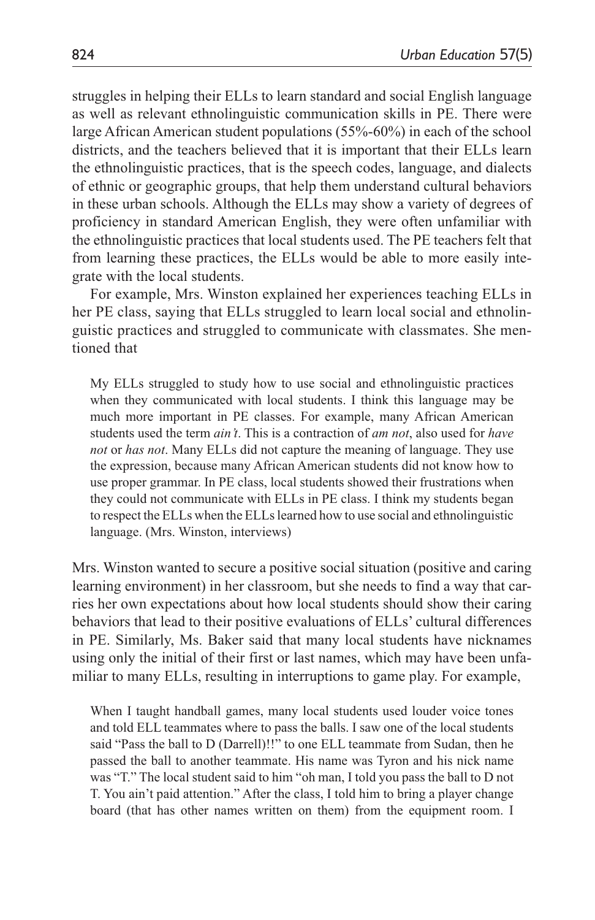struggles in helping their ELLs to learn standard and social English language as well as relevant ethnolinguistic communication skills in PE. There were large African American student populations (55%-60%) in each of the school districts, and the teachers believed that it is important that their ELLs learn the ethnolinguistic practices, that is the speech codes, language, and dialects of ethnic or geographic groups, that help them understand cultural behaviors in these urban schools. Although the ELLs may show a variety of degrees of proficiency in standard American English, they were often unfamiliar with the ethnolinguistic practices that local students used. The PE teachers felt that from learning these practices, the ELLs would be able to more easily integrate with the local students.

For example, Mrs. Winston explained her experiences teaching ELLs in her PE class, saying that ELLs struggled to learn local social and ethnolinguistic practices and struggled to communicate with classmates. She mentioned that

> My ELLs struggled to study how to use social and ethnolinguistic practices when they communicated with local students. I think this language may be much more important in PE classes. For example, many African American students used the term *ain't*. This is a contraction of *am not*, also used for *have not* or *has not*. Many ELLs did not capture the meaning of language. They use the expression, because many African American students did not know how to use proper grammar. In PE class, local students showed their frustrations when they could not communicate with ELLs in PE class. I think my students began to respect the ELLs when the ELLs learned how to use social and ethnolinguistic language. (Mrs. Winston, interviews)

Mrs. Winston wanted to secure a positive social situation (positive and caring learning environment) in her classroom, but she needs to find a way that carries her own expectations about how local students should show their caring behaviors that lead to their positive evaluations of ELLs' cultural differences in PE. Similarly, Ms. Baker said that many local students have nicknames using only the initial of their first or last names, which may have been unfamiliar to many ELLs, resulting in interruptions to game play. For example,

> When I taught handball games, many local students used louder voice tones and told ELL teammates where to pass the balls. I saw one of the local students said "Pass the ball to D (Darrell)!!" to one ELL teammate from Sudan, then he passed the ball to another teammate. His name was Tyron and his nick name was "T." The local student said to him "oh man, I told you pass the ball to D not T. You ain't paid attention." After the class, I told him to bring a player change board (that has other names written on them) from the equipment room. I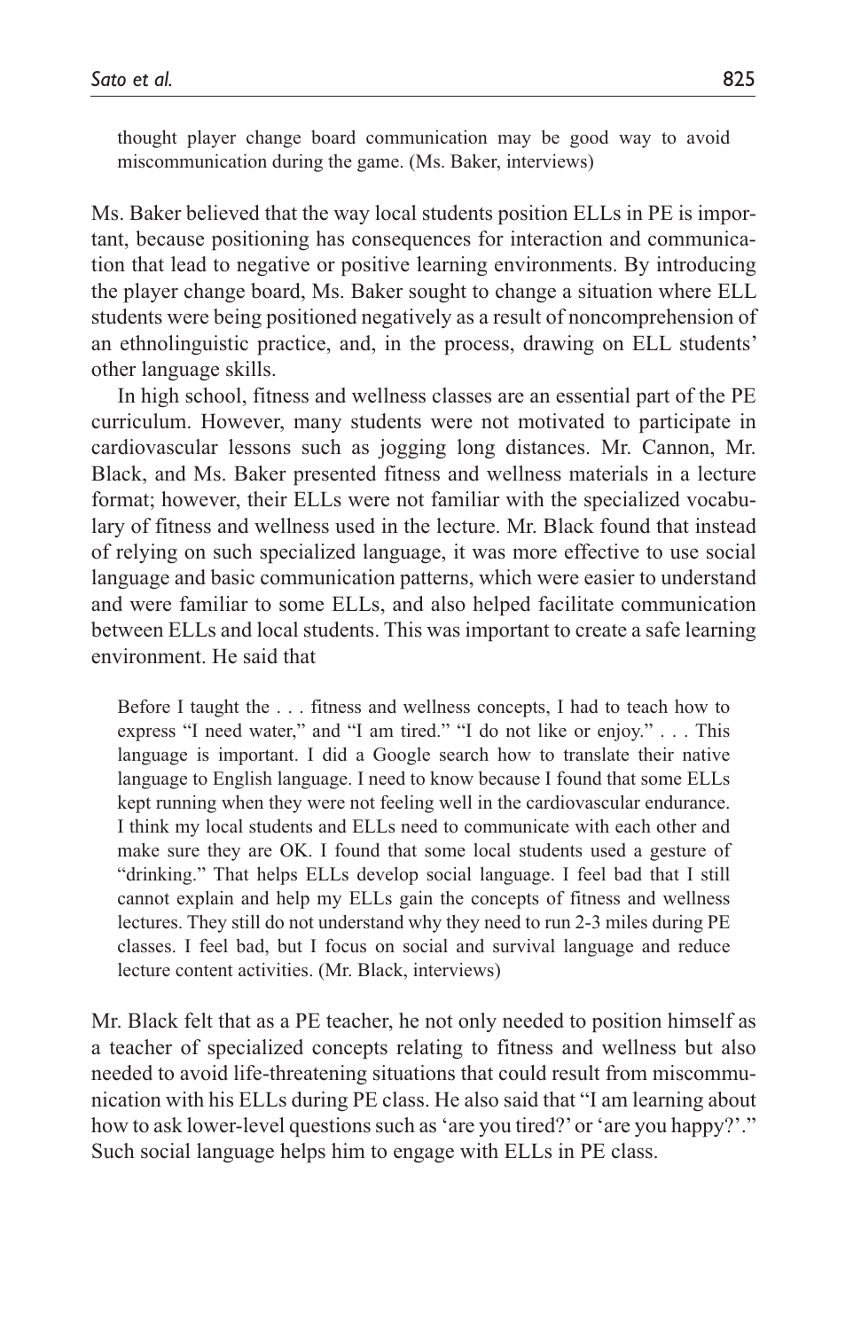> thought player change board communication may be good way to avoid miscommunication during the game. (Ms. Baker, interviews)

Ms. Baker believed that the way local students position ELLs in PE is important, because positioning has consequences for interaction and communication that lead to negative or positive learning environments. By introducing the player change board, Ms. Baker sought to change a situation where ELL students were being positioned negatively as a result of noncomprehension of an ethnolinguistic practice, and, in the process, drawing on ELL students' other language skills.

In high school, fitness and wellness classes are an essential part of the PE curriculum. However, many students were not motivated to participate in cardiovascular lessons such as jogging long distances. Mr. Cannon, Mr. Black, and Ms. Baker presented fitness and wellness materials in a lecture format; however, their ELLs were not familiar with the specialized vocabulary of fitness and wellness used in the lecture. Mr. Black found that instead of relying on such specialized language, it was more effective to use social language and basic communication patterns, which were easier to understand and were familiar to some ELLs, and also helped facilitate communication between ELLs and local students. This was important to create a safe learning environment. He said that

> Before I taught the . . . fitness and wellness concepts, I had to teach how to express "I need water," and "I am tired." "I do not like or enjoy." . . . This language is important. I did a Google search how to translate their native language to English language. I need to know because I found that some ELLs kept running when they were not feeling well in the cardiovascular endurance. I think my local students and ELLs need to communicate with each other and make sure they are OK. I found that some local students used a gesture of "drinking." That helps ELLs develop social language. I feel bad that I still cannot explain and help my ELLs gain the concepts of fitness and wellness lectures. They still do not understand why they need to run 2-3 miles during PE classes. I feel bad, but I focus on social and survival language and reduce lecture content activities. (Mr. Black, interviews)

Mr. Black felt that as a PE teacher, he not only needed to position himself as a teacher of specialized concepts relating to fitness and wellness but also needed to avoid life-threatening situations that could result from miscommunication with his ELLs during PE class. He also said that "I am learning about how to ask lower-level questions such as 'are you tired?' or 'are you happy?'." Such social language helps him to engage with ELLs in PE class.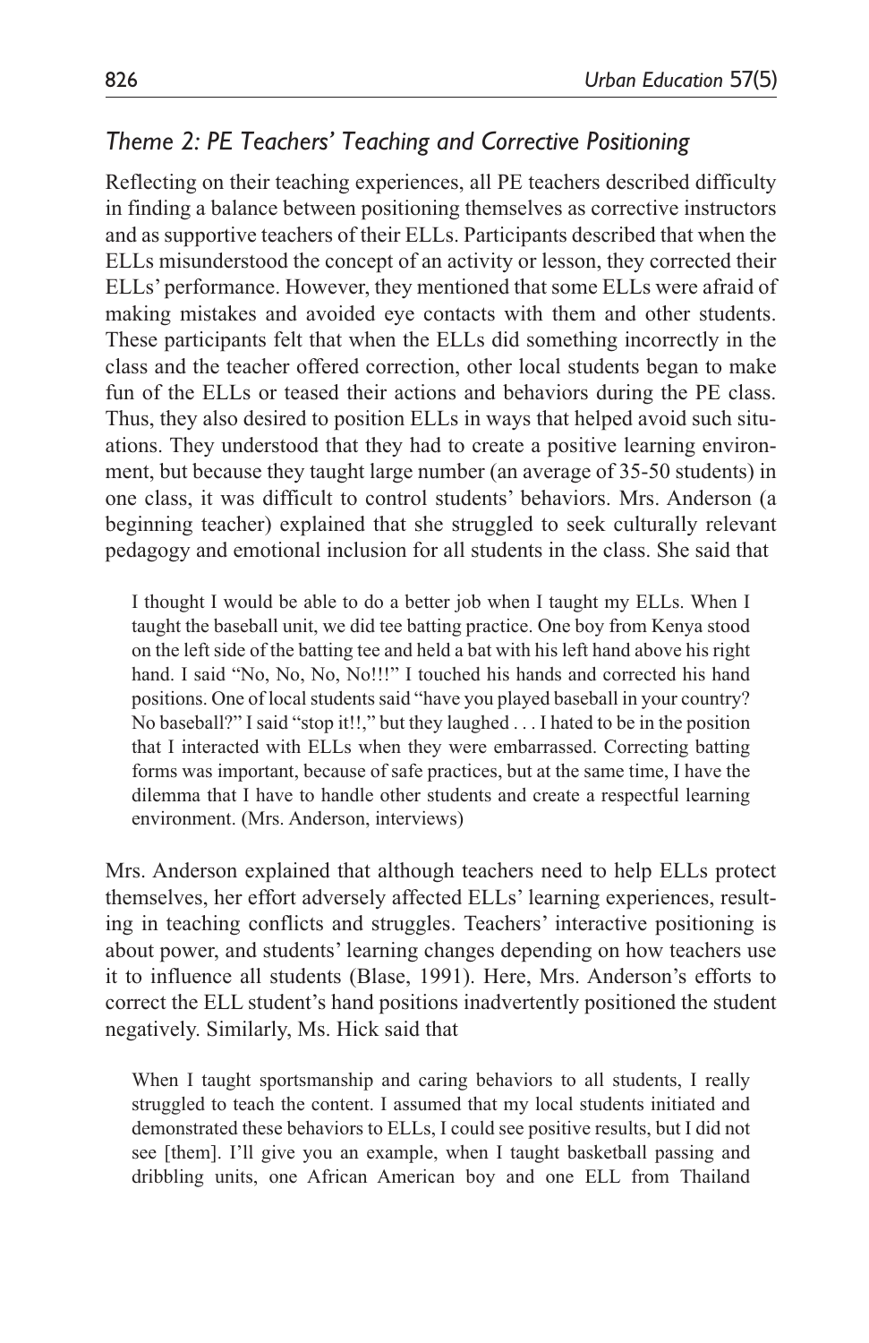### *Theme 2: PE Teachers' Teaching and Corrective Positioning*

Reflecting on their teaching experiences, all PE teachers described difficulty in finding a balance between positioning themselves as corrective instructors and as supportive teachers of their ELLs. Participants described that when the ELLs misunderstood the concept of an activity or lesson, they corrected their ELLs' performance. However, they mentioned that some ELLs were afraid of making mistakes and avoided eye contacts with them and other students. These participants felt that when the ELLs did something incorrectly in the class and the teacher offered correction, other local students began to make fun of the ELLs or teased their actions and behaviors during the PE class. Thus, they also desired to position ELLs in ways that helped avoid such situations. They understood that they had to create a positive learning environment, but because they taught large number (an average of 35-50 students) in one class, it was difficult to control students' behaviors. Mrs. Anderson (a beginning teacher) explained that she struggled to seek culturally relevant pedagogy and emotional inclusion for all students in the class. She said that

> I thought I would be able to do a better job when I taught my ELLs. When I taught the baseball unit, we did tee batting practice. One boy from Kenya stood on the left side of the batting tee and held a bat with his left hand above his right hand. I said "No, No, No, No!!!" I touched his hands and corrected his hand positions. One of local students said "have you played baseball in your country? No baseball?" I said "stop it!!," but they laughed . . . I hated to be in the position that I interacted with ELLs when they were embarrassed. Correcting batting forms was important, because of safe practices, but at the same time, I have the dilemma that I have to handle other students and create a respectful learning environment. (Mrs. Anderson, interviews)

Mrs. Anderson explained that although teachers need to help ELLs protect themselves, her effort adversely affected ELLs' learning experiences, resulting in teaching conflicts and struggles. Teachers' interactive positioning is about power, and students' learning changes depending on how teachers use it to influence all students (Blase, 1991). Here, Mrs. Anderson's efforts to correct the ELL student's hand positions inadvertently positioned the student negatively. Similarly, Ms. Hick said that

> When I taught sportsmanship and caring behaviors to all students, I really struggled to teach the content. I assumed that my local students initiated and demonstrated these behaviors to ELLs, I could see positive results, but I did not see [them]. I'll give you an example, when I taught basketball passing and dribbling units, one African American boy and one ELL from Thailand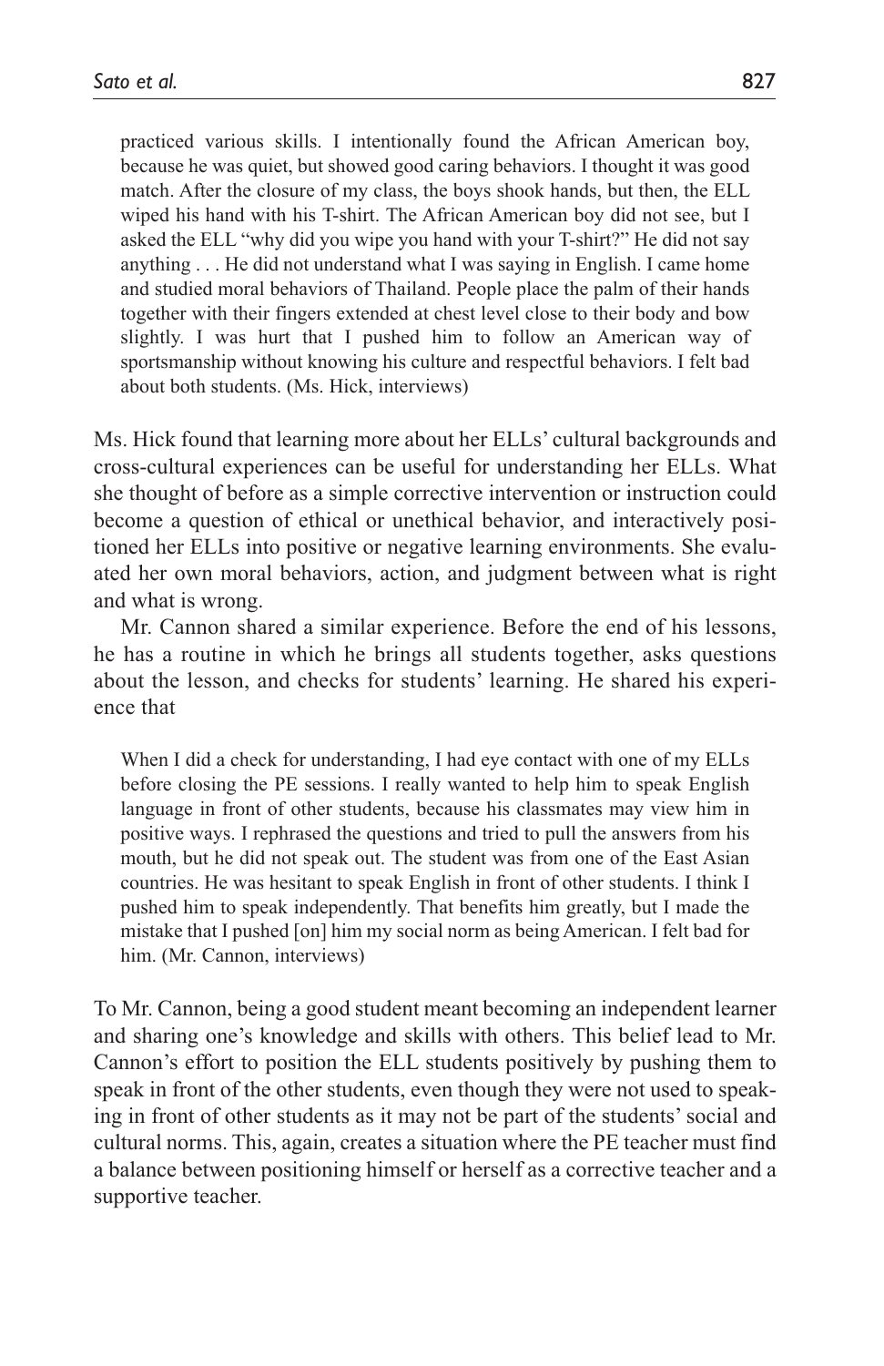> practiced various skills. I intentionally found the African American boy, because he was quiet, but showed good caring behaviors. I thought it was good match. After the closure of my class, the boys shook hands, but then, the ELL wiped his hand with his T-shirt. The African American boy did not see, but I asked the ELL "why did you wipe you hand with your T-shirt?" He did not say anything . . . He did not understand what I was saying in English. I came home and studied moral behaviors of Thailand. People place the palm of their hands together with their fingers extended at chest level close to their body and bow slightly. I was hurt that I pushed him to follow an American way of sportsmanship without knowing his culture and respectful behaviors. I felt bad about both students. (Ms. Hick, interviews)

Ms. Hick found that learning more about her ELLs' cultural backgrounds and cross-cultural experiences can be useful for understanding her ELLs. What she thought of before as a simple corrective intervention or instruction could become a question of ethical or unethical behavior, and interactively positioned her ELLs into positive or negative learning environments. She evaluated her own moral behaviors, action, and judgment between what is right and what is wrong.

Mr. Cannon shared a similar experience. Before the end of his lessons, he has a routine in which he brings all students together, asks questions about the lesson, and checks for students' learning. He shared his experience that

> When I did a check for understanding, I had eye contact with one of my ELLs before closing the PE sessions. I really wanted to help him to speak English language in front of other students, because his classmates may view him in positive ways. I rephrased the questions and tried to pull the answers from his mouth, but he did not speak out. The student was from one of the East Asian countries. He was hesitant to speak English in front of other students. I think I pushed him to speak independently. That benefits him greatly, but I made the mistake that I pushed [on] him my social norm as being American. I felt bad for him. (Mr. Cannon, interviews)

To Mr. Cannon, being a good student meant becoming an independent learner and sharing one's knowledge and skills with others. This belief lead to Mr. Cannon's effort to position the ELL students positively by pushing them to speak in front of the other students, even though they were not used to speaking in front of other students as it may not be part of the students' social and cultural norms. This, again, creates a situation where the PE teacher must find a balance between positioning himself or herself as a corrective teacher and a supportive teacher.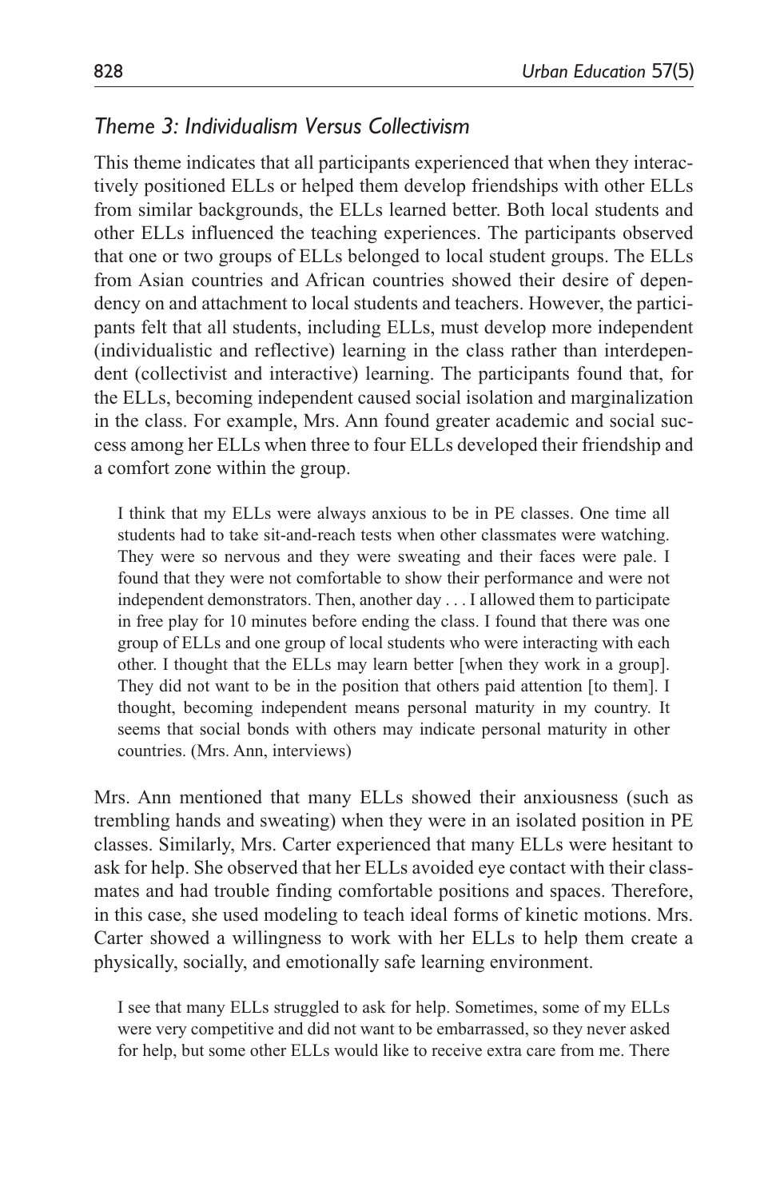### *Theme 3: Individualism Versus Collectivism*

This theme indicates that all participants experienced that when they interactively positioned ELLs or helped them develop friendships with other ELLs from similar backgrounds, the ELLs learned better. Both local students and other ELLs influenced the teaching experiences. The participants observed that one or two groups of ELLs belonged to local student groups. The ELLs from Asian countries and African countries showed their desire of dependency on and attachment to local students and teachers. However, the participants felt that all students, including ELLs, must develop more independent (individualistic and reflective) learning in the class rather than interdependent (collectivist and interactive) learning. The participants found that, for the ELLs, becoming independent caused social isolation and marginalization in the class. For example, Mrs. Ann found greater academic and social success among her ELLs when three to four ELLs developed their friendship and a comfort zone within the group.

> I think that my ELLs were always anxious to be in PE classes. One time all students had to take sit-and-reach tests when other classmates were watching. They were so nervous and they were sweating and their faces were pale. I found that they were not comfortable to show their performance and were not independent demonstrators. Then, another day . . . I allowed them to participate in free play for 10 minutes before ending the class. I found that there was one group of ELLs and one group of local students who were interacting with each other. I thought that the ELLs may learn better [when they work in a group]. They did not want to be in the position that others paid attention [to them]. I thought, becoming independent means personal maturity in my country. It seems that social bonds with others may indicate personal maturity in other countries. (Mrs. Ann, interviews)

Mrs. Ann mentioned that many ELLs showed their anxiousness (such as trembling hands and sweating) when they were in an isolated position in PE classes. Similarly, Mrs. Carter experienced that many ELLs were hesitant to ask for help. She observed that her ELLs avoided eye contact with their classmates and had trouble finding comfortable positions and spaces. Therefore, in this case, she used modeling to teach ideal forms of kinetic motions. Mrs. Carter showed a willingness to work with her ELLs to help them create a physically, socially, and emotionally safe learning environment.

> I see that many ELLs struggled to ask for help. Sometimes, some of my ELLs were very competitive and did not want to be embarrassed, so they never asked for help, but some other ELLs would like to receive extra care from me. There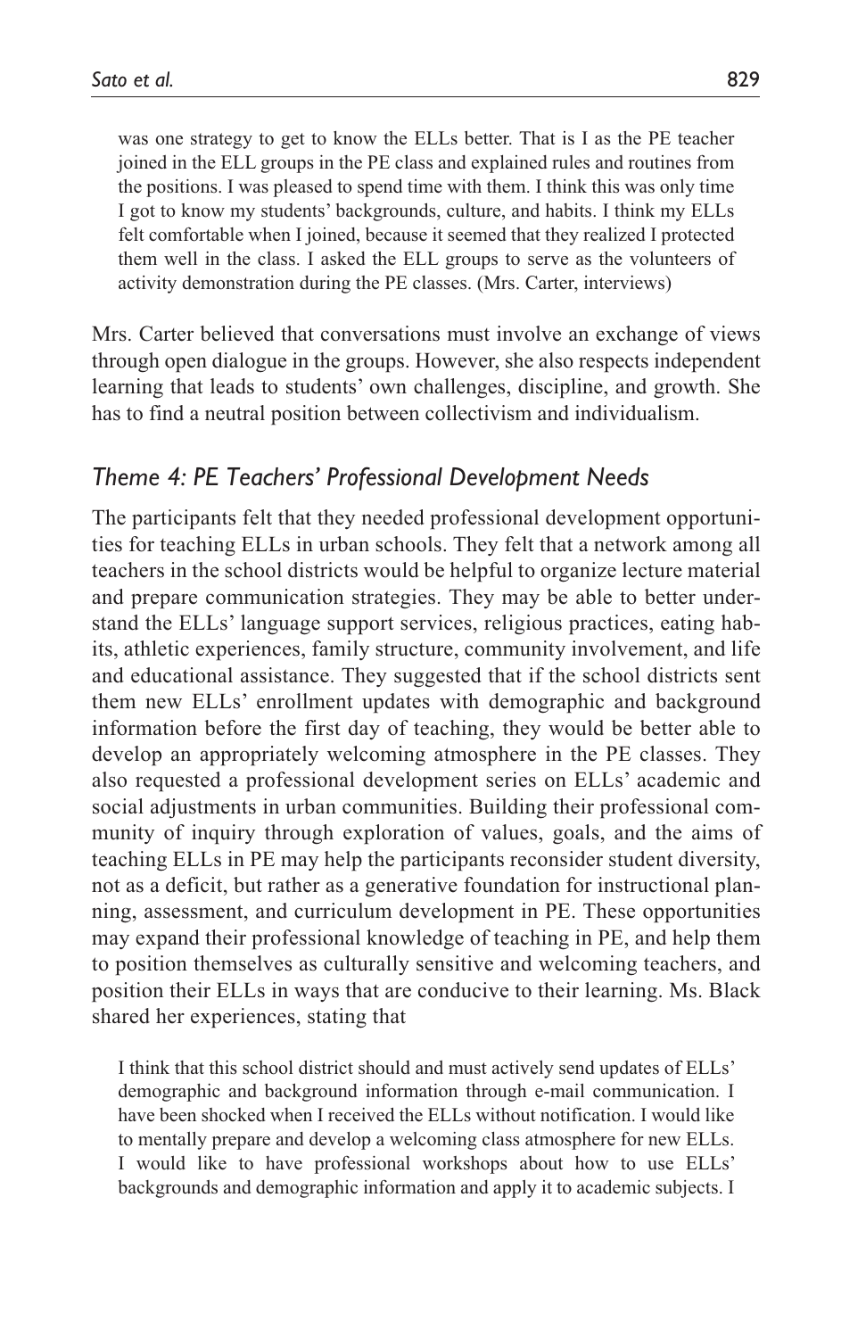> was one strategy to get to know the ELLs better. That is I as the PE teacher joined in the ELL groups in the PE class and explained rules and routines from the positions. I was pleased to spend time with them. I think this was only time I got to know my students' backgrounds, culture, and habits. I think my ELLs felt comfortable when I joined, because it seemed that they realized I protected them well in the class. I asked the ELL groups to serve as the volunteers of activity demonstration during the PE classes. (Mrs. Carter, interviews)

Mrs. Carter believed that conversations must involve an exchange of views through open dialogue in the groups. However, she also respects independent learning that leads to students' own challenges, discipline, and growth. She has to find a neutral position between collectivism and individualism.

### *Theme 4: PE Teachers' Professional Development Needs*

The participants felt that they needed professional development opportunities for teaching ELLs in urban schools. They felt that a network among all teachers in the school districts would be helpful to organize lecture material and prepare communication strategies. They may be able to better understand the ELLs' language support services, religious practices, eating habits, athletic experiences, family structure, community involvement, and life and educational assistance. They suggested that if the school districts sent them new ELLs' enrollment updates with demographic and background information before the first day of teaching, they would be better able to develop an appropriately welcoming atmosphere in the PE classes. They also requested a professional development series on ELLs' academic and social adjustments in urban communities. Building their professional community of inquiry through exploration of values, goals, and the aims of teaching ELLs in PE may help the participants reconsider student diversity, not as a deficit, but rather as a generative foundation for instructional planning, assessment, and curriculum development in PE. These opportunities may expand their professional knowledge of teaching in PE, and help them to position themselves as culturally sensitive and welcoming teachers, and position their ELLs in ways that are conducive to their learning. Ms. Black shared her experiences, stating that

> I think that this school district should and must actively send updates of ELLs' demographic and background information through e-mail communication. I have been shocked when I received the ELLs without notification. I would like to mentally prepare and develop a welcoming class atmosphere for new ELLs. I would like to have professional workshops about how to use ELLs' backgrounds and demographic information and apply it to academic subjects. I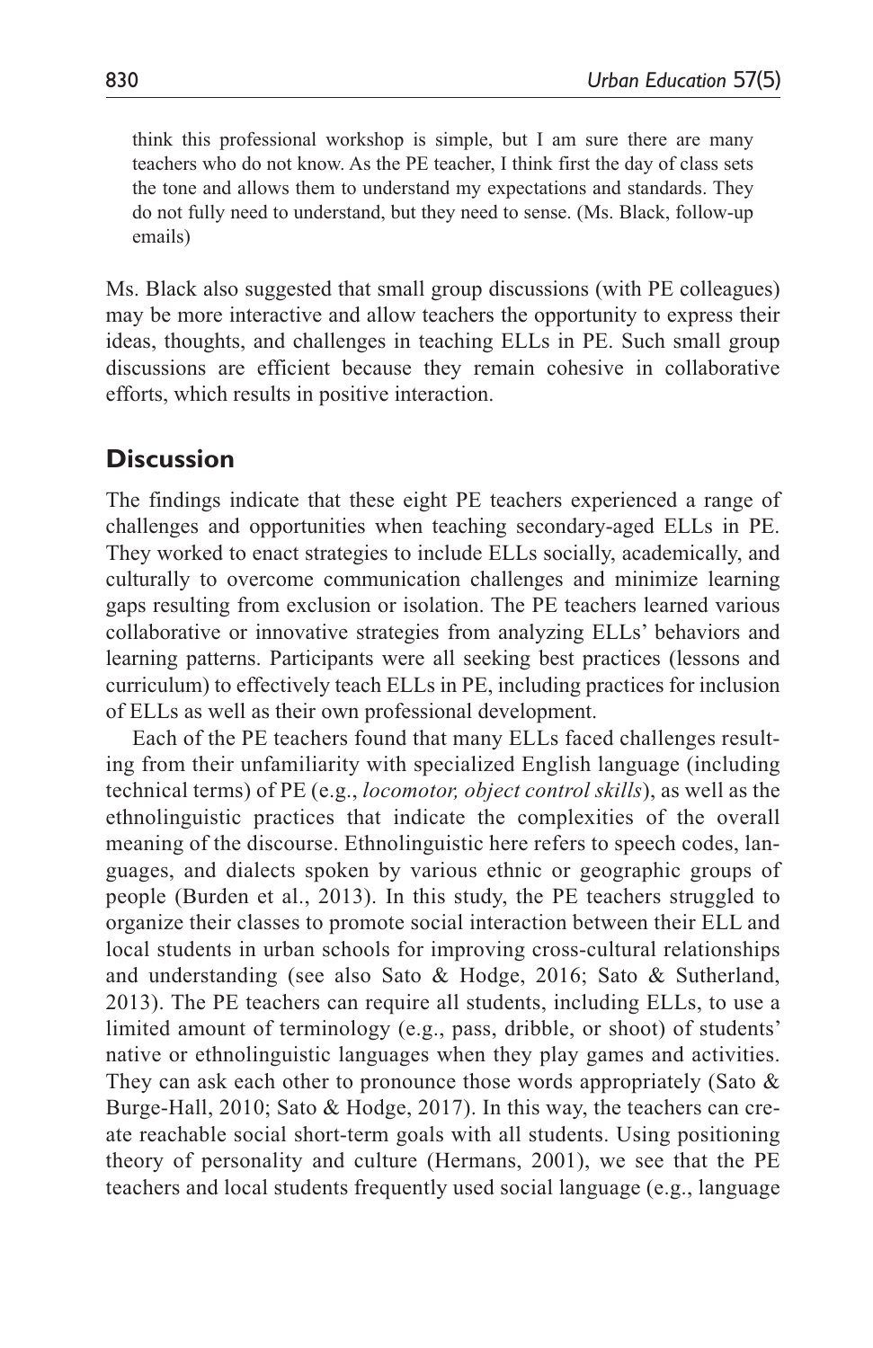think this professional workshop is simple, but I am sure there are many teachers who do not know. As the PE teacher, I think first the day of class sets the tone and allows them to understand my expectations and standards. They do not fully need to understand, but they need to sense. (Ms. Black, follow-up emails)

Ms. Black also suggested that small group discussions (with PE colleagues) may be more interactive and allow teachers the opportunity to express their ideas, thoughts, and challenges in teaching ELLs in PE. Such small group discussions are efficient because they remain cohesive in collaborative efforts, which results in positive interaction.

## Discussion

The findings indicate that these eight PE teachers experienced a range of challenges and opportunities when teaching secondary-aged ELLs in PE. They worked to enact strategies to include ELLs socially, academically, and culturally to overcome communication challenges and minimize learning gaps resulting from exclusion or isolation. The PE teachers learned various collaborative or innovative strategies from analyzing ELLs' behaviors and learning patterns. Participants were all seeking best practices (lessons and curriculum) to effectively teach ELLs in PE, including practices for inclusion of ELLs as well as their own professional development.

Each of the PE teachers found that many ELLs faced challenges resulting from their unfamiliarity with specialized English language (including technical terms) of PE (e.g., *locomotor, object control skills*), as well as the ethnolinguistic practices that indicate the complexities of the overall meaning of the discourse. Ethnolinguistic here refers to speech codes, languages, and dialects spoken by various ethnic or geographic groups of people (Burden et al., 2013). In this study, the PE teachers struggled to organize their classes to promote social interaction between their ELL and local students in urban schools for improving cross-cultural relationships and understanding (see also Sato & Hodge, 2016; Sato & Sutherland, 2013). The PE teachers can require all students, including ELLs, to use a limited amount of terminology (e.g., pass, dribble, or shoot) of students' native or ethnolinguistic languages when they play games and activities. They can ask each other to pronounce those words appropriately (Sato & Burge-Hall, 2010; Sato & Hodge, 2017). In this way, the teachers can create reachable social short-term goals with all students. Using positioning theory of personality and culture (Hermans, 2001), we see that the PE teachers and local students frequently used social language (e.g., language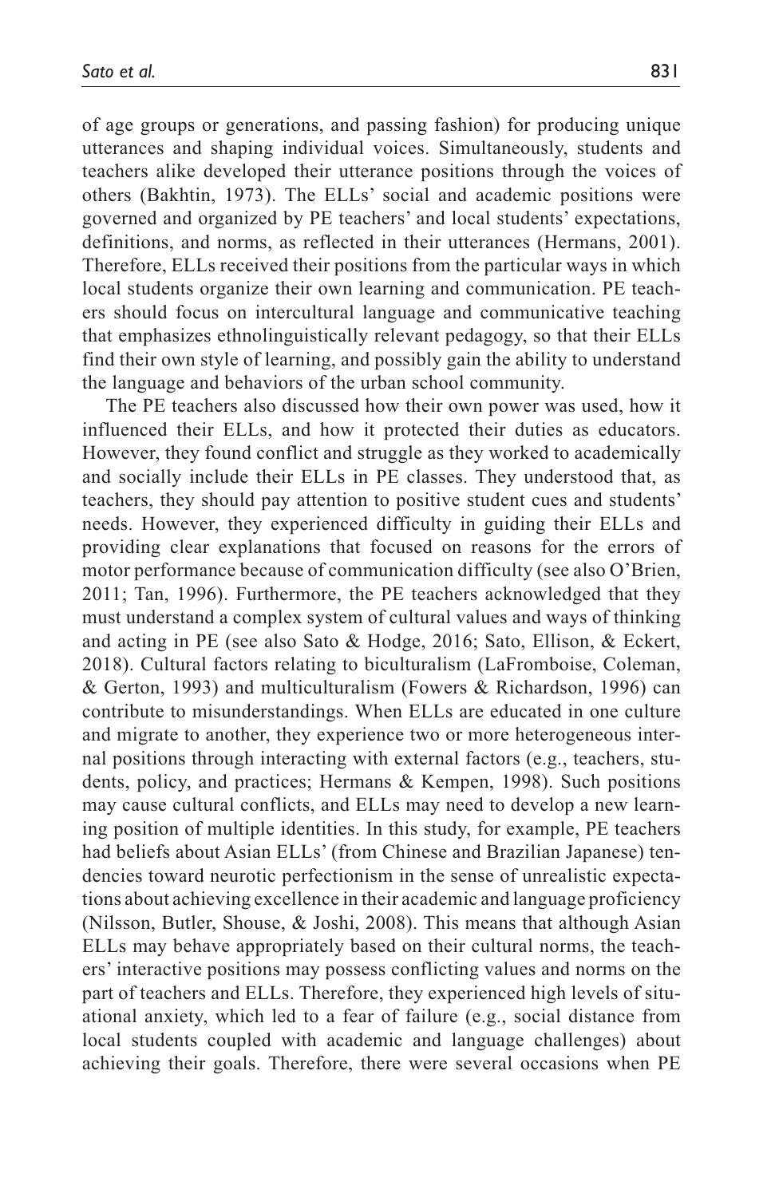of age groups or generations, and passing fashion) for producing unique utterances and shaping individual voices. Simultaneously, students and teachers alike developed their utterance positions through the voices of others (Bakhtin, 1973). The ELLs' social and academic positions were governed and organized by PE teachers' and local students' expectations, definitions, and norms, as reflected in their utterances (Hermans, 2001). Therefore, ELLs received their positions from the particular ways in which local students organize their own learning and communication. PE teachers should focus on intercultural language and communicative teaching that emphasizes ethnolinguistically relevant pedagogy, so that their ELLs find their own style of learning, and possibly gain the ability to understand the language and behaviors of the urban school community.

The PE teachers also discussed how their own power was used, how it influenced their ELLs, and how it protected their duties as educators. However, they found conflict and struggle as they worked to academically and socially include their ELLs in PE classes. They understood that, as teachers, they should pay attention to positive student cues and students' needs. However, they experienced difficulty in guiding their ELLs and providing clear explanations that focused on reasons for the errors of motor performance because of communication difficulty (see also O'Brien, 2011; Tan, 1996). Furthermore, the PE teachers acknowledged that they must understand a complex system of cultural values and ways of thinking and acting in PE (see also Sato & Hodge, 2016; Sato, Ellison, & Eckert, 2018). Cultural factors relating to biculturalism (LaFromboise, Coleman, & Gerton, 1993) and multiculturalism (Fowers & Richardson, 1996) can contribute to misunderstandings. When ELLs are educated in one culture and migrate to another, they experience two or more heterogeneous internal positions through interacting with external factors (e.g., teachers, students, policy, and practices; Hermans & Kempen, 1998). Such positions may cause cultural conflicts, and ELLs may need to develop a new learning position of multiple identities. In this study, for example, PE teachers had beliefs about Asian ELLs' (from Chinese and Brazilian Japanese) tendencies toward neurotic perfectionism in the sense of unrealistic expectations about achieving excellence in their academic and language proficiency (Nilsson, Butler, Shouse, & Joshi, 2008). This means that although Asian ELLs may behave appropriately based on their cultural norms, the teachers' interactive positions may possess conflicting values and norms on the part of teachers and ELLs. Therefore, they experienced high levels of situational anxiety, which led to a fear of failure (e.g., social distance from local students coupled with academic and language challenges) about achieving their goals. Therefore, there were several occasions when PE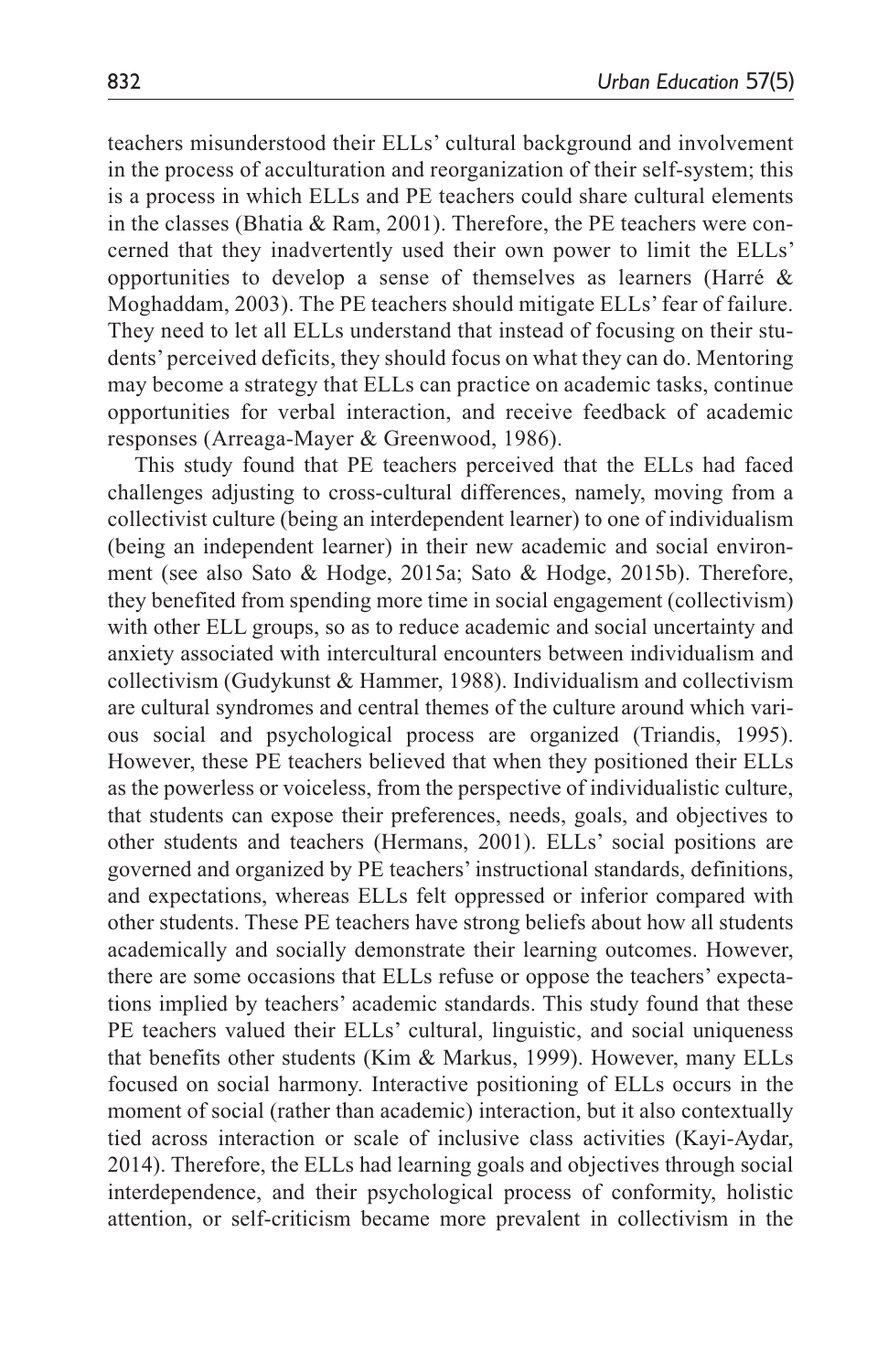teachers misunderstood their ELLs' cultural background and involvement in the process of acculturation and reorganization of their self-system; this is a process in which ELLs and PE teachers could share cultural elements in the classes (Bhatia & Ram, 2001). Therefore, the PE teachers were concerned that they inadvertently used their own power to limit the ELLs' opportunities to develop a sense of themselves as learners (Harré & Moghaddam, 2003). The PE teachers should mitigate ELLs' fear of failure. They need to let all ELLs understand that instead of focusing on their students' perceived deficits, they should focus on what they can do. Mentoring may become a strategy that ELLs can practice on academic tasks, continue opportunities for verbal interaction, and receive feedback of academic responses (Arreaga-Mayer & Greenwood, 1986).

This study found that PE teachers perceived that the ELLs had faced challenges adjusting to cross-cultural differences, namely, moving from a collectivist culture (being an interdependent learner) to one of individualism (being an independent learner) in their new academic and social environment (see also Sato & Hodge, 2015a; Sato & Hodge, 2015b). Therefore, they benefited from spending more time in social engagement (collectivism) with other ELL groups, so as to reduce academic and social uncertainty and anxiety associated with intercultural encounters between individualism and collectivism (Gudykunst & Hammer, 1988). Individualism and collectivism are cultural syndromes and central themes of the culture around which various social and psychological process are organized (Triandis, 1995). However, these PE teachers believed that when they positioned their ELLs as the powerless or voiceless, from the perspective of individualistic culture, that students can expose their preferences, needs, goals, and objectives to other students and teachers (Hermans, 2001). ELLs' social positions are governed and organized by PE teachers' instructional standards, definitions, and expectations, whereas ELLs felt oppressed or inferior compared with other students. These PE teachers have strong beliefs about how all students academically and socially demonstrate their learning outcomes. However, there are some occasions that ELLs refuse or oppose the teachers' expectations implied by teachers' academic standards. This study found that these PE teachers valued their ELLs' cultural, linguistic, and social uniqueness that benefits other students (Kim & Markus, 1999). However, many ELLs focused on social harmony. Interactive positioning of ELLs occurs in the moment of social (rather than academic) interaction, but it also contextually tied across interaction or scale of inclusive class activities (Kayi-Aydar, 2014). Therefore, the ELLs had learning goals and objectives through social interdependence, and their psychological process of conformity, holistic attention, or self-criticism became more prevalent in collectivism in the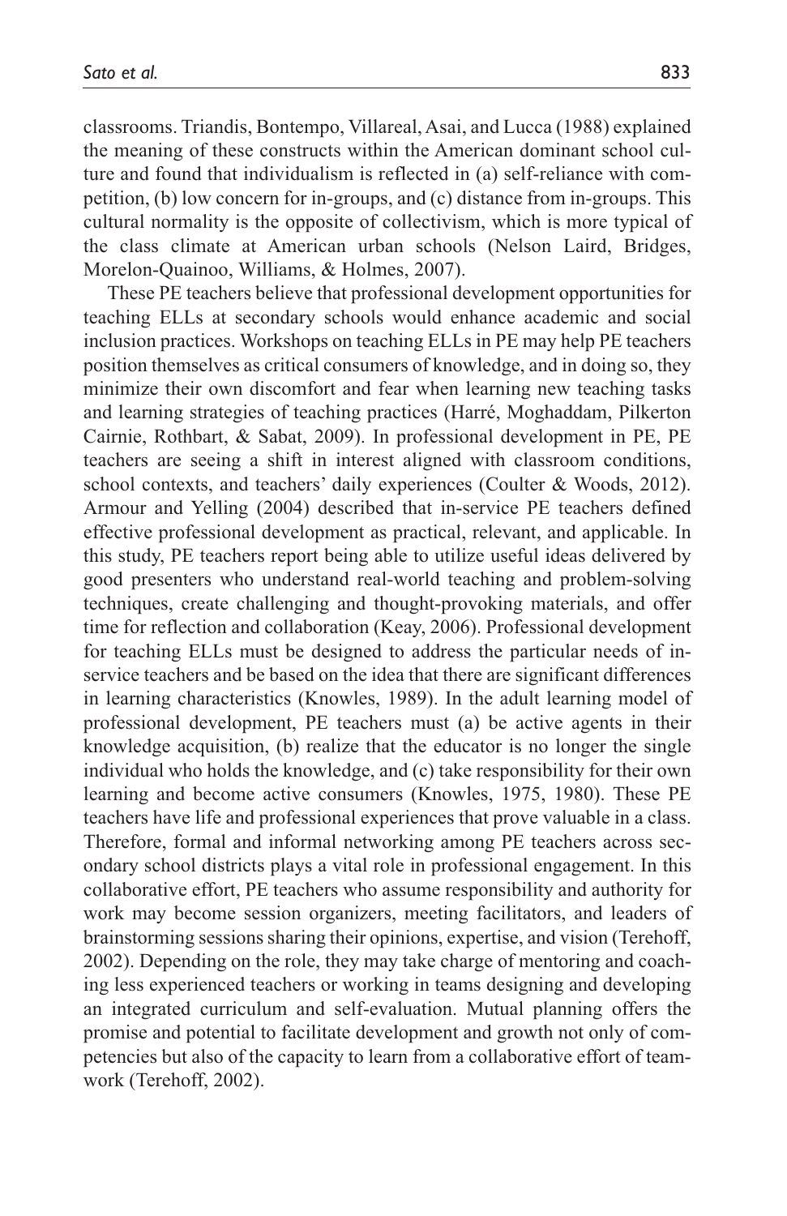classrooms. Triandis, Bontempo, Villareal, Asai, and Lucca (1988) explained the meaning of these constructs within the American dominant school culture and found that individualism is reflected in (a) self-reliance with competition, (b) low concern for in-groups, and (c) distance from in-groups. This cultural normality is the opposite of collectivism, which is more typical of the class climate at American urban schools (Nelson Laird, Bridges, Morelon-Quainoo, Williams, & Holmes, 2007).

These PE teachers believe that professional development opportunities for teaching ELLs at secondary schools would enhance academic and social inclusion practices. Workshops on teaching ELLs in PE may help PE teachers position themselves as critical consumers of knowledge, and in doing so, they minimize their own discomfort and fear when learning new teaching tasks and learning strategies of teaching practices (Harré, Moghaddam, Pilkerton Cairnie, Rothbart, & Sabat, 2009). In professional development in PE, PE teachers are seeing a shift in interest aligned with classroom conditions, school contexts, and teachers' daily experiences (Coulter & Woods, 2012). Armour and Yelling (2004) described that in-service PE teachers defined effective professional development as practical, relevant, and applicable. In this study, PE teachers report being able to utilize useful ideas delivered by good presenters who understand real-world teaching and problem-solving techniques, create challenging and thought-provoking materials, and offer time for reflection and collaboration (Keay, 2006). Professional development for teaching ELLs must be designed to address the particular needs of in-service teachers and be based on the idea that there are significant differences in learning characteristics (Knowles, 1989). In the adult learning model of professional development, PE teachers must (a) be active agents in their knowledge acquisition, (b) realize that the educator is no longer the single individual who holds the knowledge, and (c) take responsibility for their own learning and become active consumers (Knowles, 1975, 1980). These PE teachers have life and professional experiences that prove valuable in a class. Therefore, formal and informal networking among PE teachers across secondary school districts plays a vital role in professional engagement. In this collaborative effort, PE teachers who assume responsibility and authority for work may become session organizers, meeting facilitators, and leaders of brainstorming sessions sharing their opinions, expertise, and vision (Terehoff, 2002). Depending on the role, they may take charge of mentoring and coaching less experienced teachers or working in teams designing and developing an integrated curriculum and self-evaluation. Mutual planning offers the promise and potential to facilitate development and growth not only of competencies but also of the capacity to learn from a collaborative effort of teamwork (Terehoff, 2002).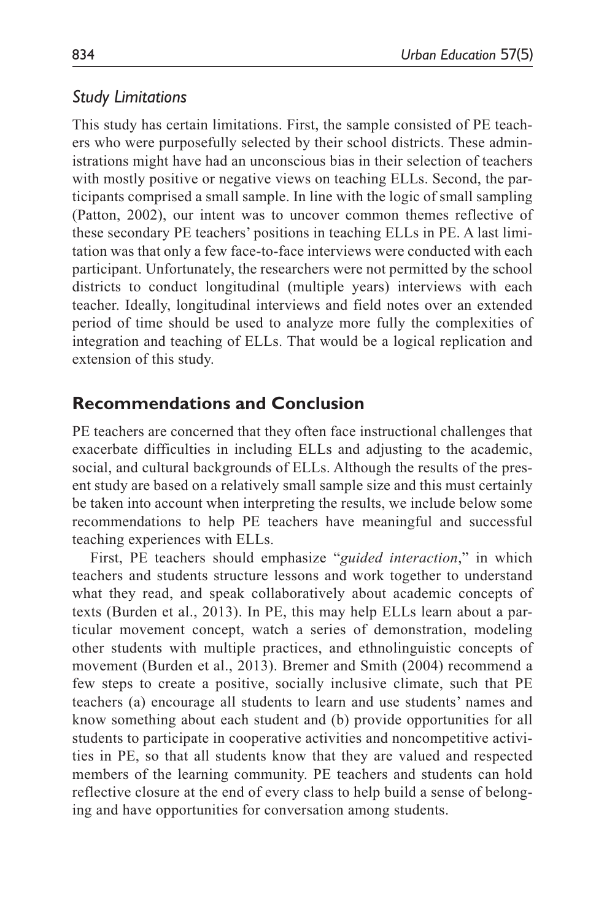### Study Limitations

This study has certain limitations. First, the sample consisted of PE teachers who were purposefully selected by their school districts. These administrations might have had an unconscious bias in their selection of teachers with mostly positive or negative views on teaching ELLs. Second, the participants comprised a small sample. In line with the logic of small sampling (Patton, 2002), our intent was to uncover common themes reflective of these secondary PE teachers' positions in teaching ELLs in PE. A last limitation was that only a few face-to-face interviews were conducted with each participant. Unfortunately, the researchers were not permitted by the school districts to conduct longitudinal (multiple years) interviews with each teacher. Ideally, longitudinal interviews and field notes over an extended period of time should be used to analyze more fully the complexities of integration and teaching of ELLs. That would be a logical replication and extension of this study.

## Recommendations and Conclusion

PE teachers are concerned that they often face instructional challenges that exacerbate difficulties in including ELLs and adjusting to the academic, social, and cultural backgrounds of ELLs. Although the results of the present study are based on a relatively small sample size and this must certainly be taken into account when interpreting the results, we include below some recommendations to help PE teachers have meaningful and successful teaching experiences with ELLs.

First, PE teachers should emphasize "*guided interaction*," in which teachers and students structure lessons and work together to understand what they read, and speak collaboratively about academic concepts of texts (Burden et al., 2013). In PE, this may help ELLs learn about a particular movement concept, watch a series of demonstration, modeling other students with multiple practices, and ethnolinguistic concepts of movement (Burden et al., 2013). Bremer and Smith (2004) recommend a few steps to create a positive, socially inclusive climate, such that PE teachers (a) encourage all students to learn and use students' names and know something about each student and (b) provide opportunities for all students to participate in cooperative activities and noncompetitive activities in PE, so that all students know that they are valued and respected members of the learning community. PE teachers and students can hold reflective closure at the end of every class to help build a sense of belonging and have opportunities for conversation among students.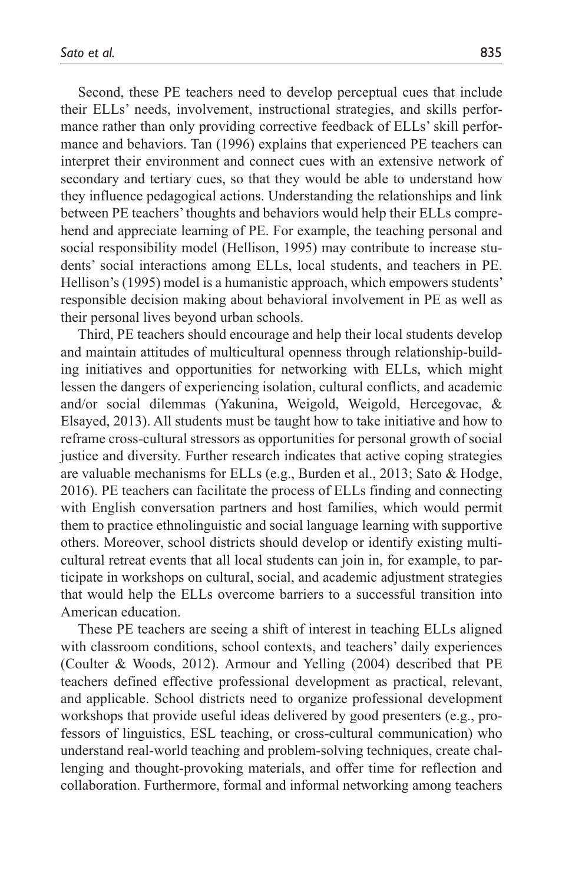Second, these PE teachers need to develop perceptual cues that include their ELLs' needs, involvement, instructional strategies, and skills performance rather than only providing corrective feedback of ELLs' skill performance and behaviors. Tan (1996) explains that experienced PE teachers can interpret their environment and connect cues with an extensive network of secondary and tertiary cues, so that they would be able to understand how they influence pedagogical actions. Understanding the relationships and link between PE teachers' thoughts and behaviors would help their ELLs comprehend and appreciate learning of PE. For example, the teaching personal and social responsibility model (Hellison, 1995) may contribute to increase students' social interactions among ELLs, local students, and teachers in PE. Hellison's (1995) model is a humanistic approach, which empowers students' responsible decision making about behavioral involvement in PE as well as their personal lives beyond urban schools.

Third, PE teachers should encourage and help their local students develop and maintain attitudes of multicultural openness through relationship-building initiatives and opportunities for networking with ELLs, which might lessen the dangers of experiencing isolation, cultural conflicts, and academic and/or social dilemmas (Yakunina, Weigold, Weigold, Hercegovac, & Elsayed, 2013). All students must be taught how to take initiative and how to reframe cross-cultural stressors as opportunities for personal growth of social justice and diversity. Further research indicates that active coping strategies are valuable mechanisms for ELLs (e.g., Burden et al., 2013; Sato & Hodge, 2016). PE teachers can facilitate the process of ELLs finding and connecting with English conversation partners and host families, which would permit them to practice ethnolinguistic and social language learning with supportive others. Moreover, school districts should develop or identify existing multicultural retreat events that all local students can join in, for example, to participate in workshops on cultural, social, and academic adjustment strategies that would help the ELLs overcome barriers to a successful transition into American education.

These PE teachers are seeing a shift of interest in teaching ELLs aligned with classroom conditions, school contexts, and teachers' daily experiences (Coulter & Woods, 2012). Armour and Yelling (2004) described that PE teachers defined effective professional development as practical, relevant, and applicable. School districts need to organize professional development workshops that provide useful ideas delivered by good presenters (e.g., professors of linguistics, ESL teaching, or cross-cultural communication) who understand real-world teaching and problem-solving techniques, create challenging and thought-provoking materials, and offer time for reflection and collaboration. Furthermore, formal and informal networking among teachers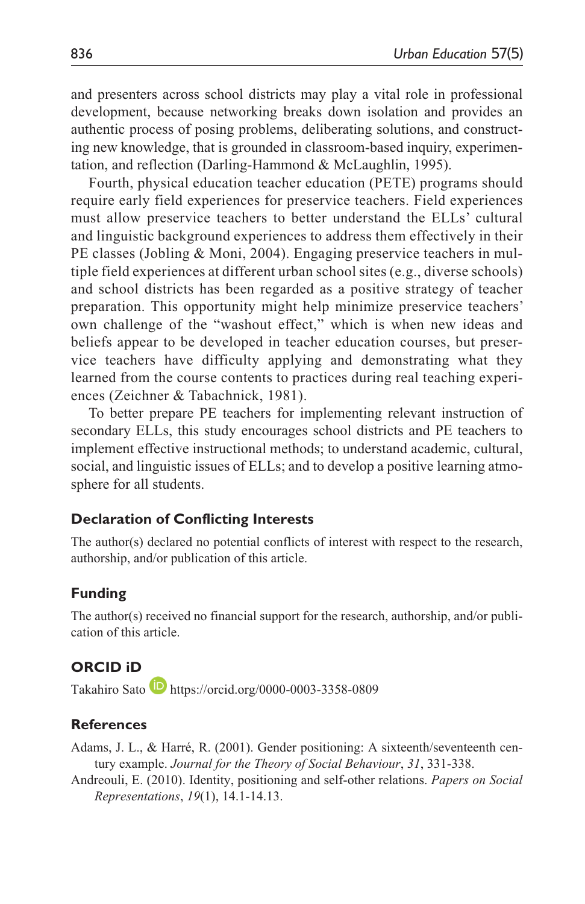and presenters across school districts may play a vital role in professional development, because networking breaks down isolation and provides an authentic process of posing problems, deliberating solutions, and constructing new knowledge, that is grounded in classroom-based inquiry, experimentation, and reflection (Darling-Hammond & McLaughlin, 1995).

Fourth, physical education teacher education (PETE) programs should require early field experiences for preservice teachers. Field experiences must allow preservice teachers to better understand the ELLs' cultural and linguistic background experiences to address them effectively in their PE classes (Jobling & Moni, 2004). Engaging preservice teachers in multiple field experiences at different urban school sites (e.g., diverse schools) and school districts has been regarded as a positive strategy of teacher preparation. This opportunity might help minimize preservice teachers' own challenge of the "washout effect," which is when new ideas and beliefs appear to be developed in teacher education courses, but preservice teachers have difficulty applying and demonstrating what they learned from the course contents to practices during real teaching experiences (Zeichner & Tabachnick, 1981).

To better prepare PE teachers for implementing relevant instruction of secondary ELLs, this study encourages school districts and PE teachers to implement effective instructional methods; to understand academic, cultural, social, and linguistic issues of ELLs; and to develop a positive learning atmosphere for all students.

## Declaration of Conflicting Interests

The author(s) declared no potential conflicts of interest with respect to the research, authorship, and/or publication of this article.

## Funding

The author(s) received no financial support for the research, authorship, and/or publication of this article.

## ORCID iD

Takahiro Sato https://orcid.org/0000-0003-3358-0809

## References

Adams, J. L., & Harré, R. (2001). Gender positioning: A sixteenth/seventeenth century example. *Journal for the Theory of Social Behaviour*, *31*, 331-338.

Andreouli, E. (2010). Identity, positioning and self-other relations. *Papers on Social Representations*, *19*(1), 14.1-14.13.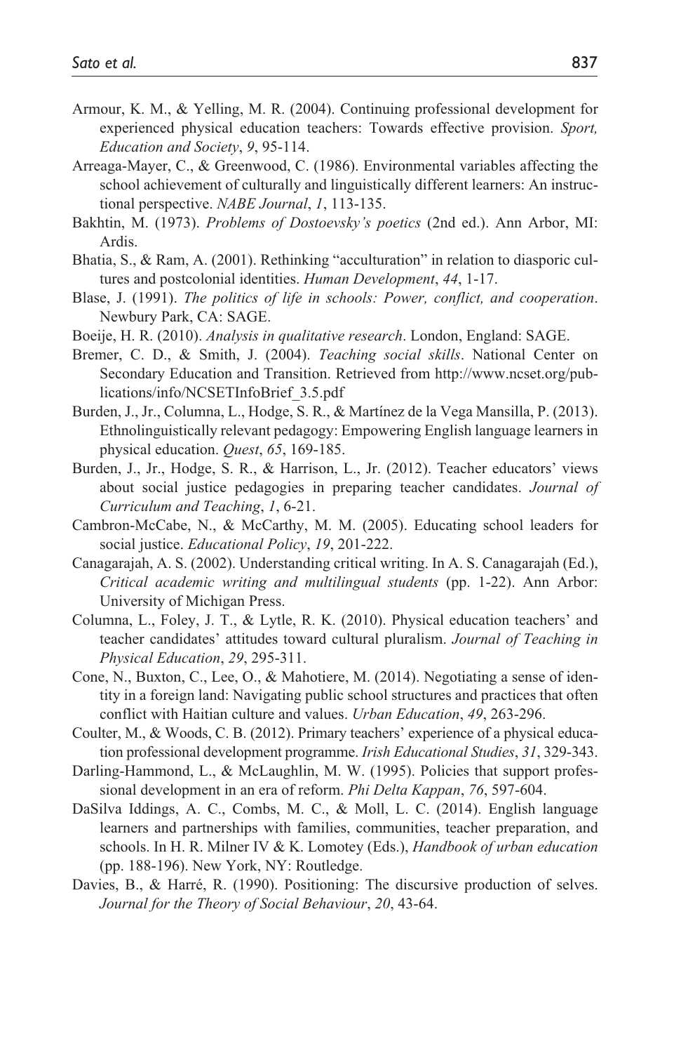Armour, K. M., & Yelling, M. R. (2004). Continuing professional development for experienced physical education teachers: Towards effective provision. *Sport, Education and Society*, *9*, 95-114.

Arreaga-Mayer, C., & Greenwood, C. (1986). Environmental variables affecting the school achievement of culturally and linguistically different learners: An instructional perspective. *NABE Journal*, *1*, 113-135.

Bakhtin, M. (1973). *Problems of Dostoevsky's poetics* (2nd ed.). Ann Arbor, MI: Ardis.

Bhatia, S., & Ram, A. (2001). Rethinking "acculturation" in relation to diasporic cultures and postcolonial identities. *Human Development*, *44*, 1-17.

Blase, J. (1991). *The politics of life in schools: Power, conflict, and cooperation*. Newbury Park, CA: SAGE.

Boeije, H. R. (2010). *Analysis in qualitative research*. London, England: SAGE.

Bremer, C. D., & Smith, J. (2004). *Teaching social skills*. National Center on Secondary Education and Transition. Retrieved from http://www.ncset.org/publications/info/NCSETInfoBrief_3.5.pdf

Burden, J., Jr., Columna, L., Hodge, S. R., & Martínez de la Vega Mansilla, P. (2013). Ethnolinguistically relevant pedagogy: Empowering English language learners in physical education. *Quest*, *65*, 169-185.

Burden, J., Jr., Hodge, S. R., & Harrison, L., Jr. (2012). Teacher educators' views about social justice pedagogies in preparing teacher candidates. *Journal of Curriculum and Teaching*, *1*, 6-21.

Cambron-McCabe, N., & McCarthy, M. M. (2005). Educating school leaders for social justice. *Educational Policy*, *19*, 201-222.

Canagarajah, A. S. (2002). Understanding critical writing. In A. S. Canagarajah (Ed.), *Critical academic writing and multilingual students* (pp. 1-22). Ann Arbor: University of Michigan Press.

Columna, L., Foley, J. T., & Lytle, R. K. (2010). Physical education teachers' and teacher candidates' attitudes toward cultural pluralism. *Journal of Teaching in Physical Education*, *29*, 295-311.

Cone, N., Buxton, C., Lee, O., & Mahotiere, M. (2014). Negotiating a sense of identity in a foreign land: Navigating public school structures and practices that often conflict with Haitian culture and values. *Urban Education*, *49*, 263-296.

Coulter, M., & Woods, C. B. (2012). Primary teachers' experience of a physical education professional development programme. *Irish Educational Studies*, *31*, 329-343.

Darling-Hammond, L., & McLaughlin, M. W. (1995). Policies that support professional development in an era of reform. *Phi Delta Kappan*, *76*, 597-604.

DaSilva Iddings, A. C., Combs, M. C., & Moll, L. C. (2014). English language learners and partnerships with families, communities, teacher preparation, and schools. In H. R. Milner IV & K. Lomotey (Eds.), *Handbook of urban education* (pp. 188-196). New York, NY: Routledge.

Davies, B., & Harré, R. (1990). Positioning: The discursive production of selves. *Journal for the Theory of Social Behaviour*, *20*, 43-64.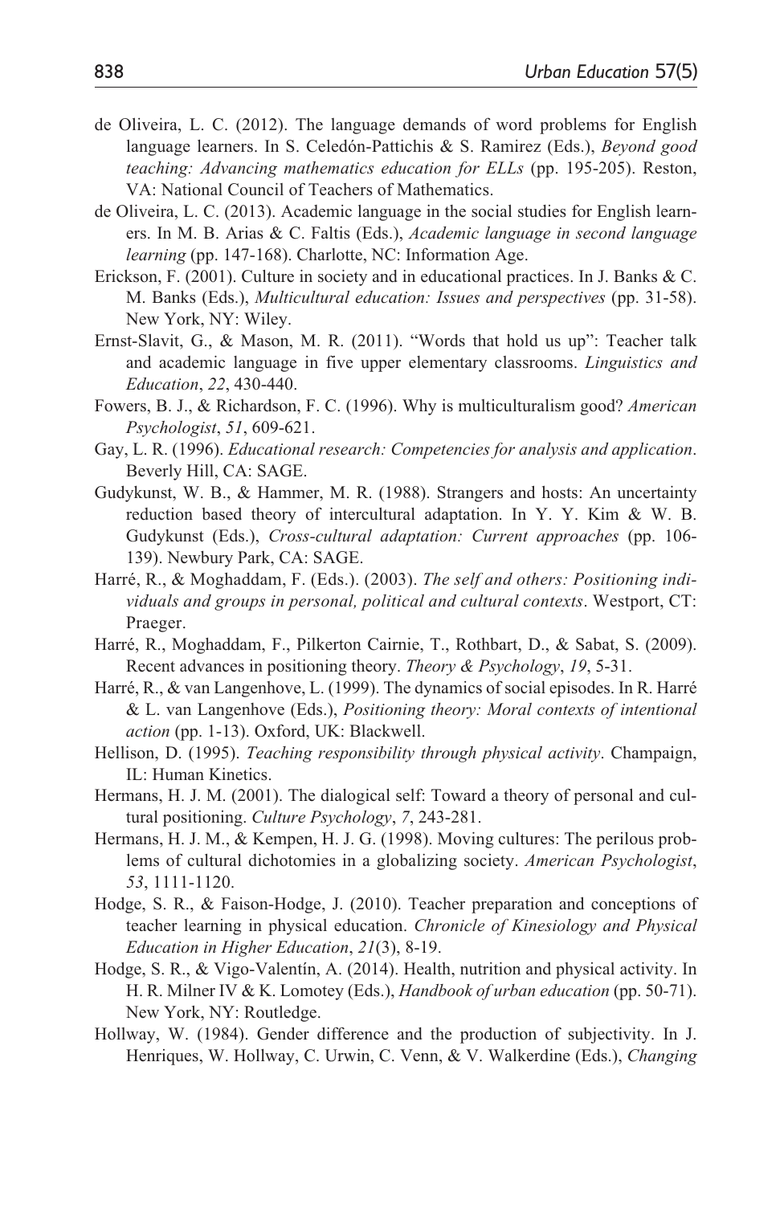de Oliveira, L. C. (2012). The language demands of word problems for English language learners. In S. Celedón-Pattichis & S. Ramirez (Eds.), *Beyond good teaching: Advancing mathematics education for ELLs* (pp. 195-205). Reston, VA: National Council of Teachers of Mathematics.

de Oliveira, L. C. (2013). Academic language in the social studies for English learners. In M. B. Arias & C. Faltis (Eds.), *Academic language in second language learning* (pp. 147-168). Charlotte, NC: Information Age.

Erickson, F. (2001). Culture in society and in educational practices. In J. Banks & C. M. Banks (Eds.), *Multicultural education: Issues and perspectives* (pp. 31-58). New York, NY: Wiley.

Ernst-Slavit, G., & Mason, M. R. (2011). "Words that hold us up": Teacher talk and academic language in five upper elementary classrooms. *Linguistics and Education*, *22*, 430-440.

Fowers, B. J., & Richardson, F. C. (1996). Why is multiculturalism good? *American Psychologist*, *51*, 609-621.

Gay, L. R. (1996). *Educational research: Competencies for analysis and application*. Beverly Hill, CA: SAGE.

Gudykunst, W. B., & Hammer, M. R. (1988). Strangers and hosts: An uncertainty reduction based theory of intercultural adaptation. In Y. Y. Kim & W. B. Gudykunst (Eds.), *Cross-cultural adaptation: Current approaches* (pp. 106-139). Newbury Park, CA: SAGE.

Harré, R., & Moghaddam, F. (Eds.). (2003). *The self and others: Positioning individuals and groups in personal, political and cultural contexts*. Westport, CT: Praeger.

Harré, R., Moghaddam, F., Pilkerton Cairnie, T., Rothbart, D., & Sabat, S. (2009). Recent advances in positioning theory. *Theory & Psychology*, *19*, 5-31.

Harré, R., & van Langenhove, L. (1999). The dynamics of social episodes. In R. Harré & L. van Langenhove (Eds.), *Positioning theory: Moral contexts of intentional action* (pp. 1-13). Oxford, UK: Blackwell.

Hellison, D. (1995). *Teaching responsibility through physical activity*. Champaign, IL: Human Kinetics.

Hermans, H. J. M. (2001). The dialogical self: Toward a theory of personal and cultural positioning. *Culture Psychology*, *7*, 243-281.

Hermans, H. J. M., & Kempen, H. J. G. (1998). Moving cultures: The perilous problems of cultural dichotomies in a globalizing society. *American Psychologist*, *53*, 1111-1120.

Hodge, S. R., & Faison-Hodge, J. (2010). Teacher preparation and conceptions of teacher learning in physical education. *Chronicle of Kinesiology and Physical Education in Higher Education*, *21*(3), 8-19.

Hodge, S. R., & Vigo-Valentín, A. (2014). Health, nutrition and physical activity. In H. R. Milner IV & K. Lomotey (Eds.), *Handbook of urban education* (pp. 50-71). New York, NY: Routledge.

Hollway, W. (1984). Gender difference and the production of subjectivity. In J. Henriques, W. Hollway, C. Urwin, C. Venn, & V. Walkerdine (Eds.), *Changing*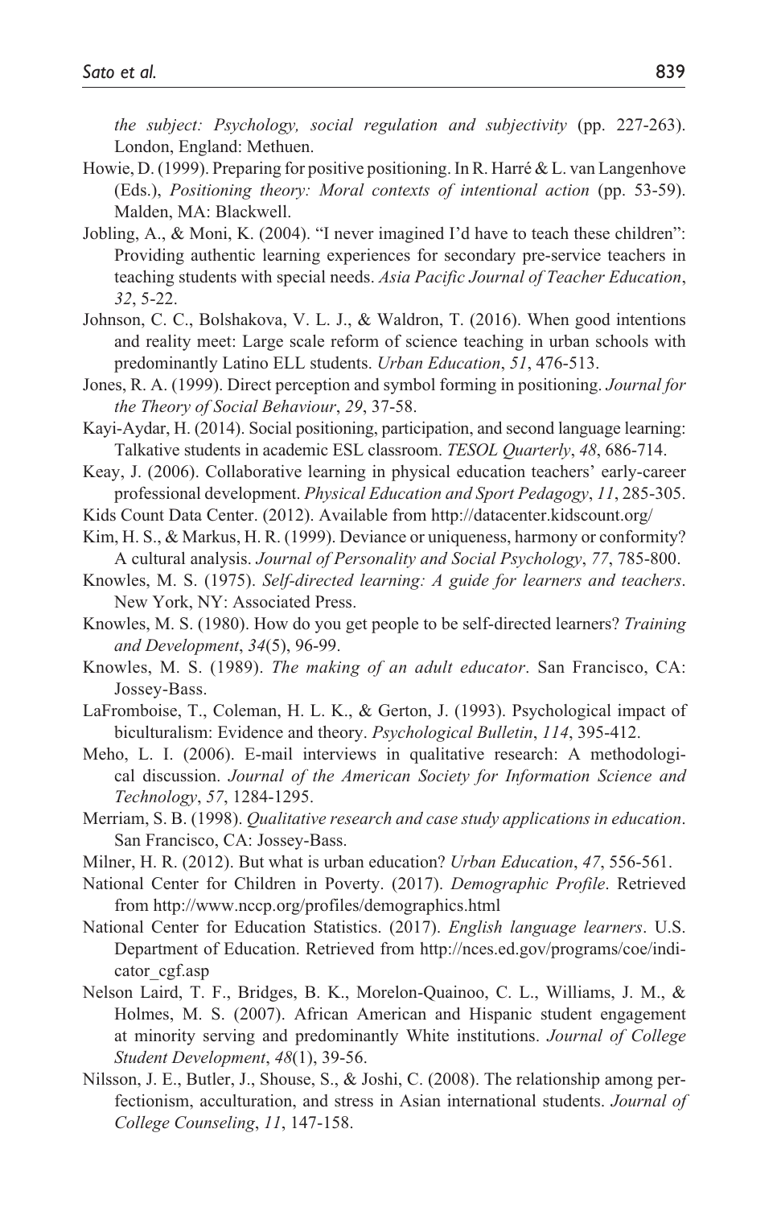*the subject: Psychology, social regulation and subjectivity* (pp. 227-263). London, England: Methuen.

Howie, D. (1999). Preparing for positive positioning. In R. Harré & L. van Langenhove (Eds.), *Positioning theory: Moral contexts of intentional action* (pp. 53-59). Malden, MA: Blackwell.

Jobling, A., & Moni, K. (2004). "I never imagined I'd have to teach these children": Providing authentic learning experiences for secondary pre-service teachers in teaching students with special needs. *Asia Pacific Journal of Teacher Education*, *32*, 5-22.

Johnson, C. C., Bolshakova, V. L. J., & Waldron, T. (2016). When good intentions and reality meet: Large scale reform of science teaching in urban schools with predominantly Latino ELL students. *Urban Education*, *51*, 476-513.

Jones, R. A. (1999). Direct perception and symbol forming in positioning. *Journal for the Theory of Social Behaviour*, *29*, 37-58.

Kayi-Aydar, H. (2014). Social positioning, participation, and second language learning: Talkative students in academic ESL classroom. *TESOL Quarterly*, *48*, 686-714.

Keay, J. (2006). Collaborative learning in physical education teachers' early-career professional development. *Physical Education and Sport Pedagogy*, *11*, 285-305.

Kids Count Data Center. (2012). Available from http://datacenter.kidscount.org/

Kim, H. S., & Markus, H. R. (1999). Deviance or uniqueness, harmony or conformity? A cultural analysis. *Journal of Personality and Social Psychology*, *77*, 785-800.

Knowles, M. S. (1975). *Self-directed learning: A guide for learners and teachers*. New York, NY: Associated Press.

Knowles, M. S. (1980). How do you get people to be self-directed learners? *Training and Development*, *34*(5), 96-99.

Knowles, M. S. (1989). *The making of an adult educator*. San Francisco, CA: Jossey-Bass.

LaFromboise, T., Coleman, H. L. K., & Gerton, J. (1993). Psychological impact of biculturalism: Evidence and theory. *Psychological Bulletin*, *114*, 395-412.

Meho, L. I. (2006). E-mail interviews in qualitative research: A methodological discussion. *Journal of the American Society for Information Science and Technology*, *57*, 1284-1295.

Merriam, S. B. (1998). *Qualitative research and case study applications in education*. San Francisco, CA: Jossey-Bass.

Milner, H. R. (2012). But what is urban education? *Urban Education*, *47*, 556-561.

National Center for Children in Poverty. (2017). *Demographic Profile*. Retrieved from http://www.nccp.org/profiles/demographics.html

National Center for Education Statistics. (2017). *English language learners*. U.S. Department of Education. Retrieved from http://nces.ed.gov/programs/coe/indicator_cgf.asp

Nelson Laird, T. F., Bridges, B. K., Morelon-Quainoo, C. L., Williams, J. M., & Holmes, M. S. (2007). African American and Hispanic student engagement at minority serving and predominantly White institutions. *Journal of College Student Development*, *48*(1), 39-56.

Nilsson, J. E., Butler, J., Shouse, S., & Joshi, C. (2008). The relationship among perfectionism, acculturation, and stress in Asian international students. *Journal of College Counseling*, *11*, 147-158.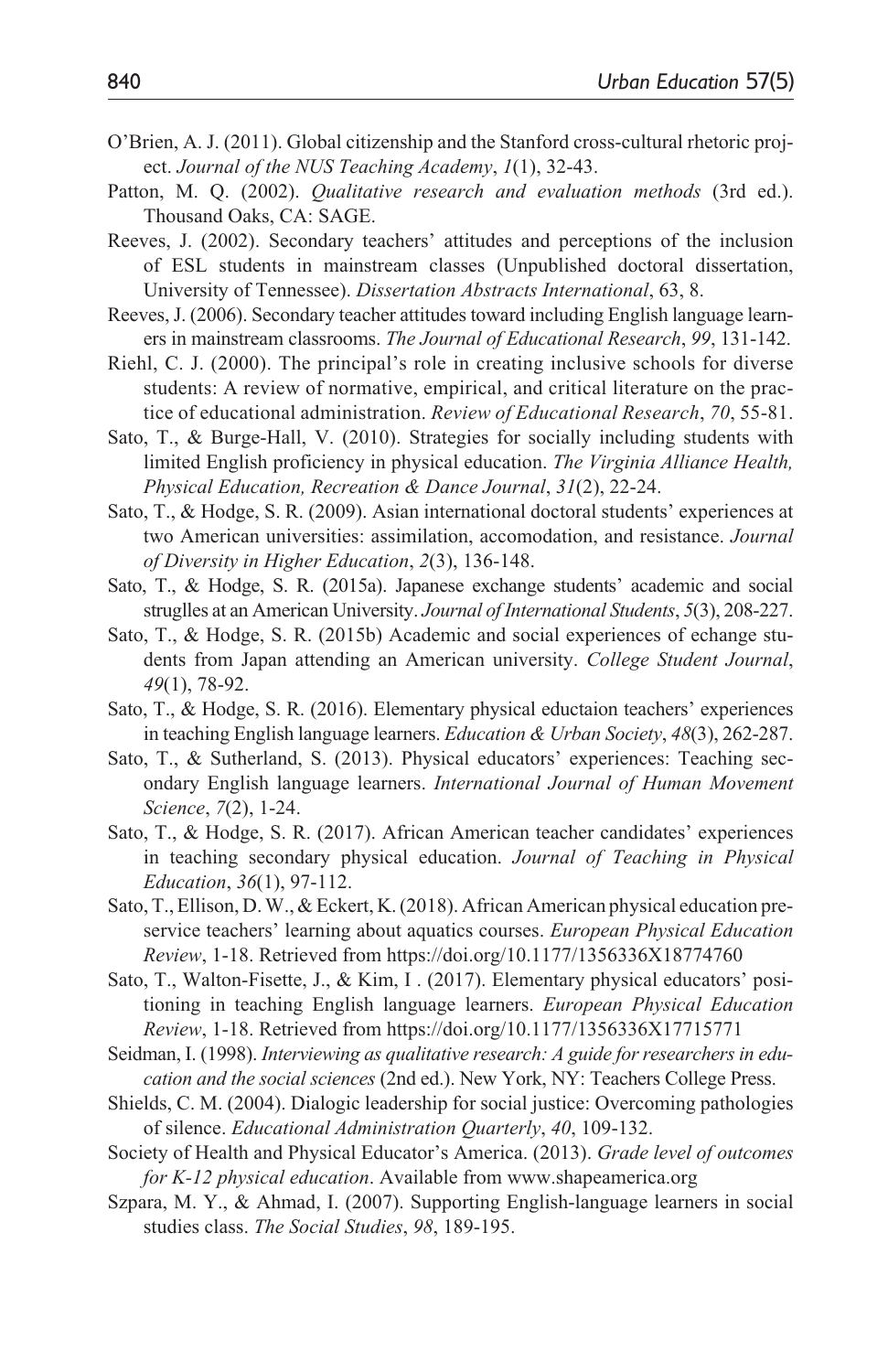O'Brien, A. J. (2011). Global citizenship and the Stanford cross-cultural rhetoric project. *Journal of the NUS Teaching Academy*, *1*(1), 32-43.

Patton, M. Q. (2002). *Qualitative research and evaluation methods* (3rd ed.). Thousand Oaks, CA: SAGE.

Reeves, J. (2002). Secondary teachers' attitudes and perceptions of the inclusion of ESL students in mainstream classes (Unpublished doctoral dissertation, University of Tennessee). *Dissertation Abstracts International*, 63, 8.

Reeves, J. (2006). Secondary teacher attitudes toward including English language learners in mainstream classrooms. *The Journal of Educational Research*, *99*, 131-142.

Riehl, C. J. (2000). The principal's role in creating inclusive schools for diverse students: A review of normative, empirical, and critical literature on the practice of educational administration. *Review of Educational Research*, *70*, 55-81.

Sato, T., & Burge-Hall, V. (2010). Strategies for socially including students with limited English proficiency in physical education. *The Virginia Alliance Health, Physical Education, Recreation & Dance Journal*, *31*(2), 22-24.

Sato, T., & Hodge, S. R. (2009). Asian international doctoral students' experiences at two American universities: assimilation, accomodation, and resistance. *Journal of Diversity in Higher Education*, *2*(3), 136-148.

Sato, T., & Hodge, S. R. (2015a). Japanese exchange students' academic and social struglles at an American University. *Journal of International Students*, *5*(3), 208-227.

Sato, T., & Hodge, S. R. (2015b) Academic and social experiences of echange students from Japan attending an American university. *College Student Journal*, *49*(1), 78-92.

Sato, T., & Hodge, S. R. (2016). Elementary physical eductaion teachers' experiences in teaching English language learners. *Education & Urban Society*, *48*(3), 262-287.

Sato, T., & Sutherland, S. (2013). Physical educators' experiences: Teaching secondary English language learners. *International Journal of Human Movement Science*, *7*(2), 1-24.

Sato, T., & Hodge, S. R. (2017). African American teacher candidates' experiences in teaching secondary physical education. *Journal of Teaching in Physical Education*, *36*(1), 97-112.

Sato, T., Ellison, D. W., & Eckert, K. (2018). African American physical education preservice teachers' learning about aquatics courses. *European Physical Education Review*, 1-18. Retrieved from https://doi.org/10.1177/1356336X18774760

Sato, T., Walton-Fisette, J., & Kim, I . (2017). Elementary physical educators' positioning in teaching English language learners. *European Physical Education Review*, 1-18. Retrieved from https://doi.org/10.1177/1356336X17715771

Seidman, I. (1998). *Interviewing as qualitative research: A guide for researchers in education and the social sciences* (2nd ed.). New York, NY: Teachers College Press.

Shields, C. M. (2004). Dialogic leadership for social justice: Overcoming pathologies of silence. *Educational Administration Quarterly*, *40*, 109-132.

Society of Health and Physical Educator's America. (2013). *Grade level of outcomes for K-12 physical education*. Available from www.shapeamerica.org

Szpara, M. Y., & Ahmad, I. (2007). Supporting English-language learners in social studies class. *The Social Studies*, *98*, 189-195.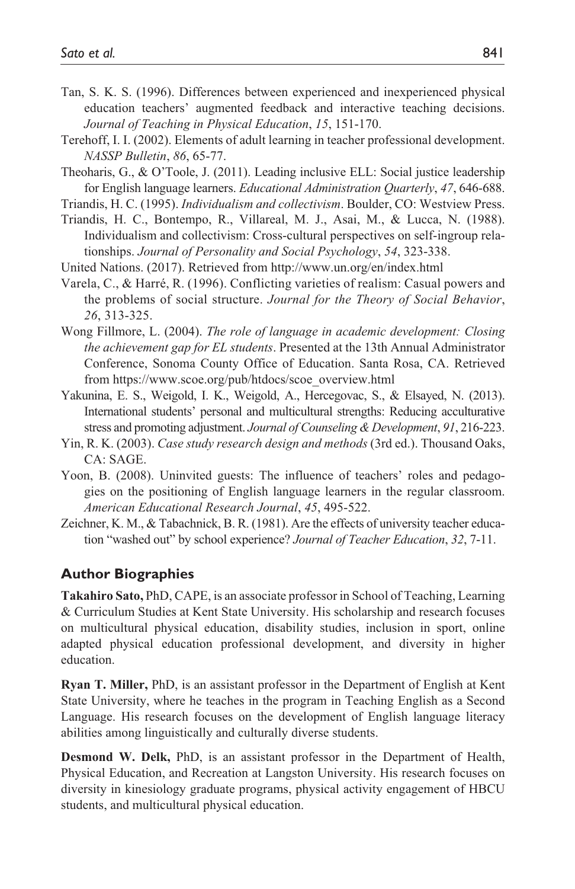Tan, S. K. S. (1996). Differences between experienced and inexperienced physical education teachers' augmented feedback and interactive teaching decisions. *Journal of Teaching in Physical Education*, *15*, 151-170.

Terehoff, I. I. (2002). Elements of adult learning in teacher professional development. *NASSP Bulletin*, *86*, 65-77.

Theoharis, G., & O'Toole, J. (2011). Leading inclusive ELL: Social justice leadership for English language learners. *Educational Administration Quarterly*, *47*, 646-688.

Triandis, H. C. (1995). *Individualism and collectivism*. Boulder, CO: Westview Press.

Triandis, H. C., Bontempo, R., Villareal, M. J., Asai, M., & Lucca, N. (1988). Individualism and collectivism: Cross-cultural perspectives on self-ingroup relationships. *Journal of Personality and Social Psychology*, *54*, 323-338.

United Nations. (2017). Retrieved from http://www.un.org/en/index.html

Varela, C., & Harré, R. (1996). Conflicting varieties of realism: Casual powers and the problems of social structure. *Journal for the Theory of Social Behavior*, *26*, 313-325.

Wong Fillmore, L. (2004). *The role of language in academic development: Closing the achievement gap for EL students*. Presented at the 13th Annual Administrator Conference, Sonoma County Office of Education. Santa Rosa, CA. Retrieved from https://www.scoe.org/pub/htdocs/scoe_overview.html

Yakunina, E. S., Weigold, I. K., Weigold, A., Hercegovac, S., & Elsayed, N. (2013). International students' personal and multicultural strengths: Reducing acculturative stress and promoting adjustment. *Journal of Counseling & Development*, *91*, 216-223.

Yin, R. K. (2003). *Case study research design and methods* (3rd ed.). Thousand Oaks, CA: SAGE.

Yoon, B. (2008). Uninvited guests: The influence of teachers' roles and pedagogies on the positioning of English language learners in the regular classroom. *American Educational Research Journal*, *45*, 495-522.

Zeichner, K. M., & Tabachnick, B. R. (1981). Are the effects of university teacher education "washed out" by school experience? *Journal of Teacher Education*, *32*, 7-11.

## Author Biographies

**Takahiro Sato,** PhD, CAPE, is an associate professor in School of Teaching, Learning & Curriculum Studies at Kent State University. His scholarship and research focuses on multicultural physical education, disability studies, inclusion in sport, online adapted physical education professional development, and diversity in higher education.

**Ryan T. Miller,** PhD, is an assistant professor in the Department of English at Kent State University, where he teaches in the program in Teaching English as a Second Language. His research focuses on the development of English language literacy abilities among linguistically and culturally diverse students.

**Desmond W. Delk,** PhD, is an assistant professor in the Department of Health, Physical Education, and Recreation at Langston University. His research focuses on diversity in kinesiology graduate programs, physical activity engagement of HBCU students, and multicultural physical education.